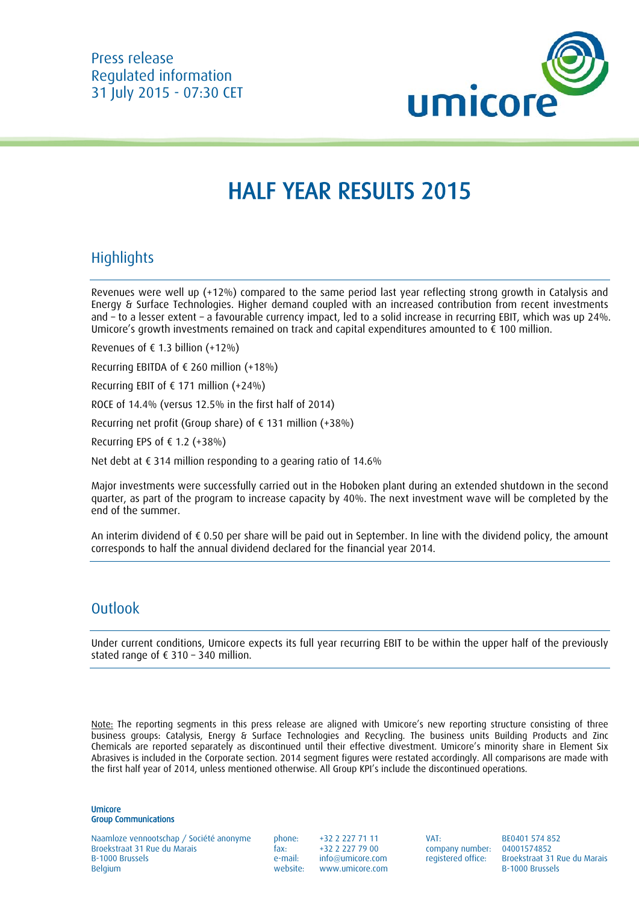Press release
Regulated information
31 July 2015 - 07:30 CET

# HALF YEAR RESULTS 2015

## Highlights

Revenues were well up (+12%) compared to the same period last year reflecting strong growth in Catalysis and Energy & Surface Technologies. Higher demand coupled with an increased contribution from recent investments and – to a lesser extent – a favourable currency impact, led to a solid increase in recurring EBIT, which was up 24%. Umicore's growth investments remained on track and capital expenditures amounted to € 100 million.

Revenues of € 1.3 billion (+12%)

Recurring EBITDA of € 260 million (+18%)

Recurring EBIT of € 171 million (+24%)

ROCE of 14.4% (versus 12.5% in the first half of 2014)

Recurring net profit (Group share) of € 131 million (+38%)

Recurring EPS of € 1.2 (+38%)

Net debt at € 314 million responding to a gearing ratio of 14.6%

Major investments were successfully carried out in the Hoboken plant during an extended shutdown in the second quarter, as part of the program to increase capacity by 40%. The next investment wave will be completed by the end of the summer.

An interim dividend of € 0.50 per share will be paid out in September. In line with the dividend policy, the amount corresponds to half the annual dividend declared for the financial year 2014.

## Outlook

Under current conditions, Umicore expects its full year recurring EBIT to be within the upper half of the previously stated range of € 310 – 340 million.

Note: The reporting segments in this press release are aligned with Umicore's new reporting structure consisting of three business groups: Catalysis, Energy & Surface Technologies and Recycling. The business units Building Products and Zinc Chemicals are reported separately as discontinued until their effective divestment. Umicore's minority share in Element Six Abrasives is included in the Corporate section. 2014 segment figures were restated accordingly. All comparisons are made with the first half year of 2014, unless mentioned otherwise. All Group KPI's include the discontinued operations.

**Umicore**
**Group Communications**

Naamloze vennootschap / Société anonyme
Broekstraat 31 Rue du Marais
B-1000 Brussels
Belgium

phone: +32 2 227 71 11
fax: +32 2 227 79 00
e-mail: info@umicore.com
website: www.umicore.com

VAT: BE0401 574 852
company number: 04001574852
registered office: Broekstraat 31 Rue du Marais B-1000 Brussels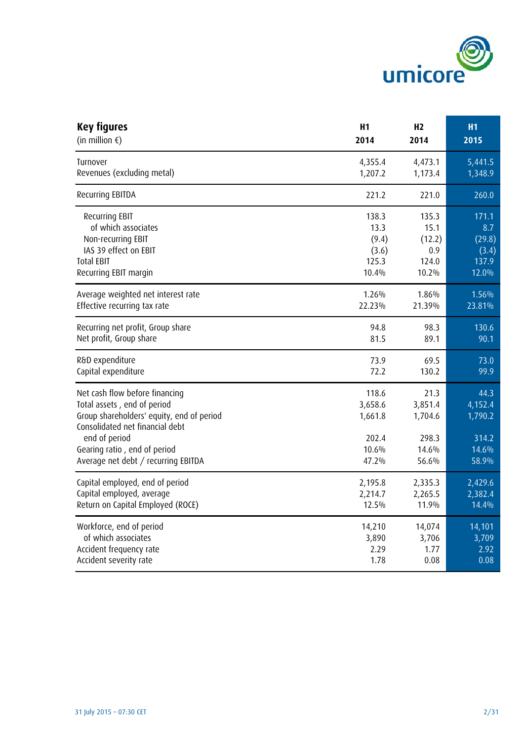| **Key figures** (in million €) | **H1 2014** | **H2 2014** | **H1 2015** |
|---|---|---|---|
| Turnover | 4,355.4 | 4,473.1 | 5,441.5 |
| Revenues (excluding metal) | 1,207.2 | 1,173.4 | 1,348.9 |
| Recurring EBITDA | 221.2 | 221.0 | 260.0 |
| Recurring EBIT | 138.3 | 135.3 | 171.1 |
| of which associates | 13.3 | 15.1 | 8.7 |
| Non-recurring EBIT | (9.4) | (12.2) | (29.8) |
| IAS 39 effect on EBIT | (3.6) | 0.9 | (3.4) |
| Total EBIT | 125.3 | 124.0 | 137.9 |
| Recurring EBIT margin | 10.4% | 10.2% | 12.0% |
| Average weighted net interest rate | 1.26% | 1.86% | 1.56% |
| Effective recurring tax rate | 22.23% | 21.39% | 23.81% |
| Recurring net profit, Group share | 94.8 | 98.3 | 130.6 |
| Net profit, Group share | 81.5 | 89.1 | 90.1 |
| R&D expenditure | 73.9 | 69.5 | 73.0 |
| Capital expenditure | 72.2 | 130.2 | 99.9 |
| Net cash flow before financing | 118.6 | 21.3 | 44.3 |
| Total assets , end of period | 3,658.6 | 3,851.4 | 4,152.4 |
| Group shareholders' equity, end of period | 1,661.8 | 1,704.6 | 1,790.2 |
| Consolidated net financial debt end of period | 202.4 | 298.3 | 314.2 |
| Gearing ratio , end of period | 10.6% | 14.6% | 14.6% |
| Average net debt / recurring EBITDA | 47.2% | 56.6% | 58.9% |
| Capital employed, end of period | 2,195.8 | 2,335.3 | 2,429.6 |
| Capital employed, average | 2,214.7 | 2,265.5 | 2,382.4 |
| Return on Capital Employed (ROCE) | 12.5% | 11.9% | 14.4% |
| Workforce, end of period | 14,210 | 14,074 | 14,101 |
| of which associates | 3,890 | 3,706 | 3,709 |
| Accident frequency rate | 2.29 | 1.77 | 2.92 |
| Accident severity rate | 1.78 | 0.08 | 0.08 |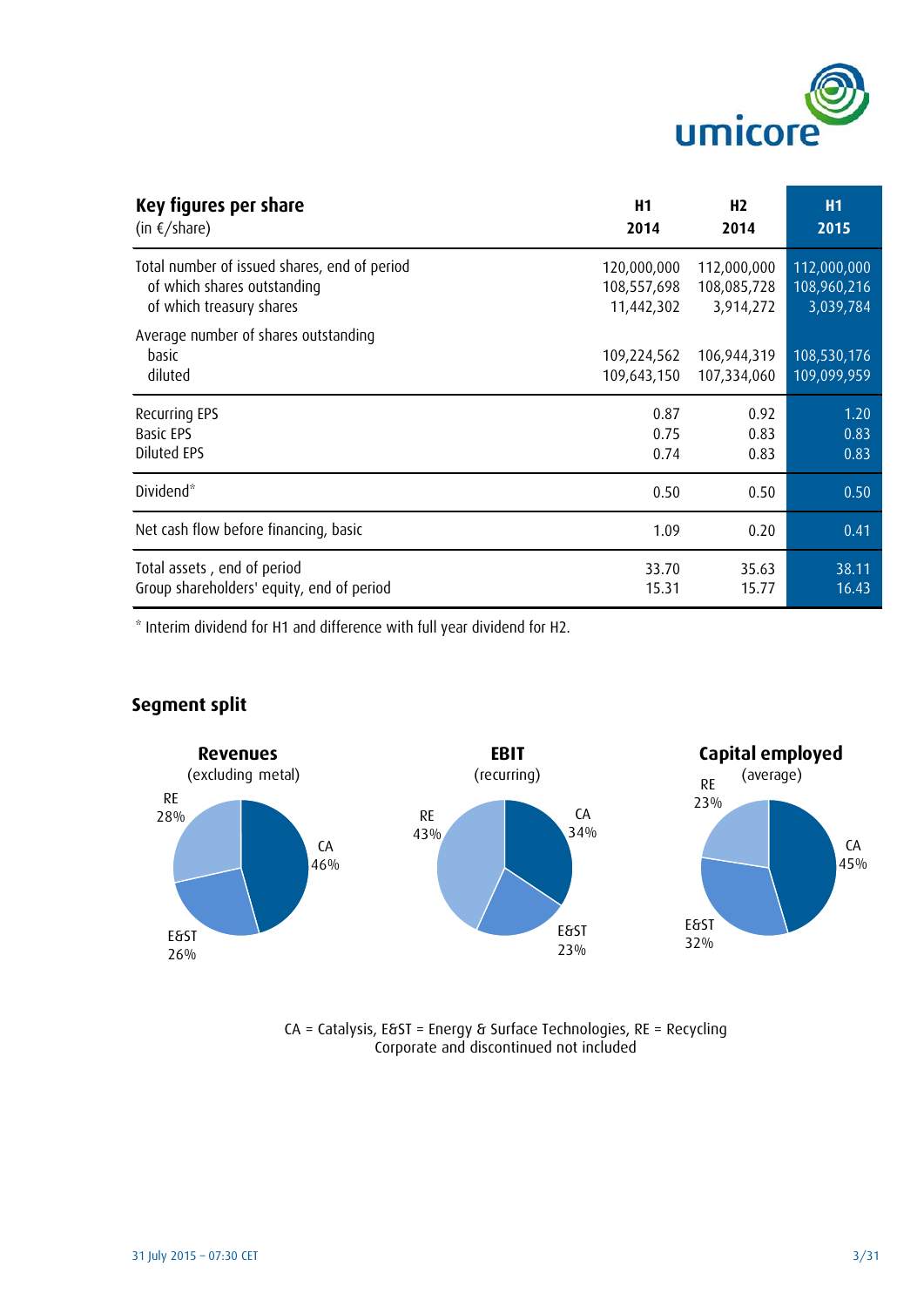## Key figures per share

| Key figures per share (in €/share) | H1 2014 | H2 2014 | H1 2015 |
|---|---|---|---|
| Total number of issued shares, end of period | 120,000,000 | 112,000,000 | 112,000,000 |
| of which shares outstanding | 108,557,698 | 108,085,728 | 108,960,216 |
| of which treasury shares | 11,442,302 | 3,914,272 | 3,039,784 |
| Average number of shares outstanding | | | |
| basic | 109,224,562 | 106,944,319 | 108,530,176 |
| diluted | 109,643,150 | 107,334,060 | 109,099,959 |
| Recurring EPS | 0.87 | 0.92 | 1.20 |
| Basic EPS | 0.75 | 0.83 | 0.83 |
| Diluted EPS | 0.74 | 0.83 | 0.83 |
| Dividend* | 0.50 | 0.50 | 0.50 |
| Net cash flow before financing, basic | 1.09 | 0.20 | 0.41 |
| Total assets , end of period | 33.70 | 35.63 | 38.11 |
| Group shareholders' equity, end of period | 15.31 | 15.77 | 16.43 |

* Interim dividend for H1 and difference with full year dividend for H2.

## Segment split

**Revenues** (excluding metal)

- CA 46%
- E&ST 26%
- RE 28%

**EBIT** (recurring)

- CA 34%
- E&ST 23%
- RE 43%

**Capital employed** (average)

- CA 45%
- E&ST 32%
- RE 23%

CA = Catalysis, E&ST = Energy & Surface Technologies, RE = Recycling
Corporate and discontinued not included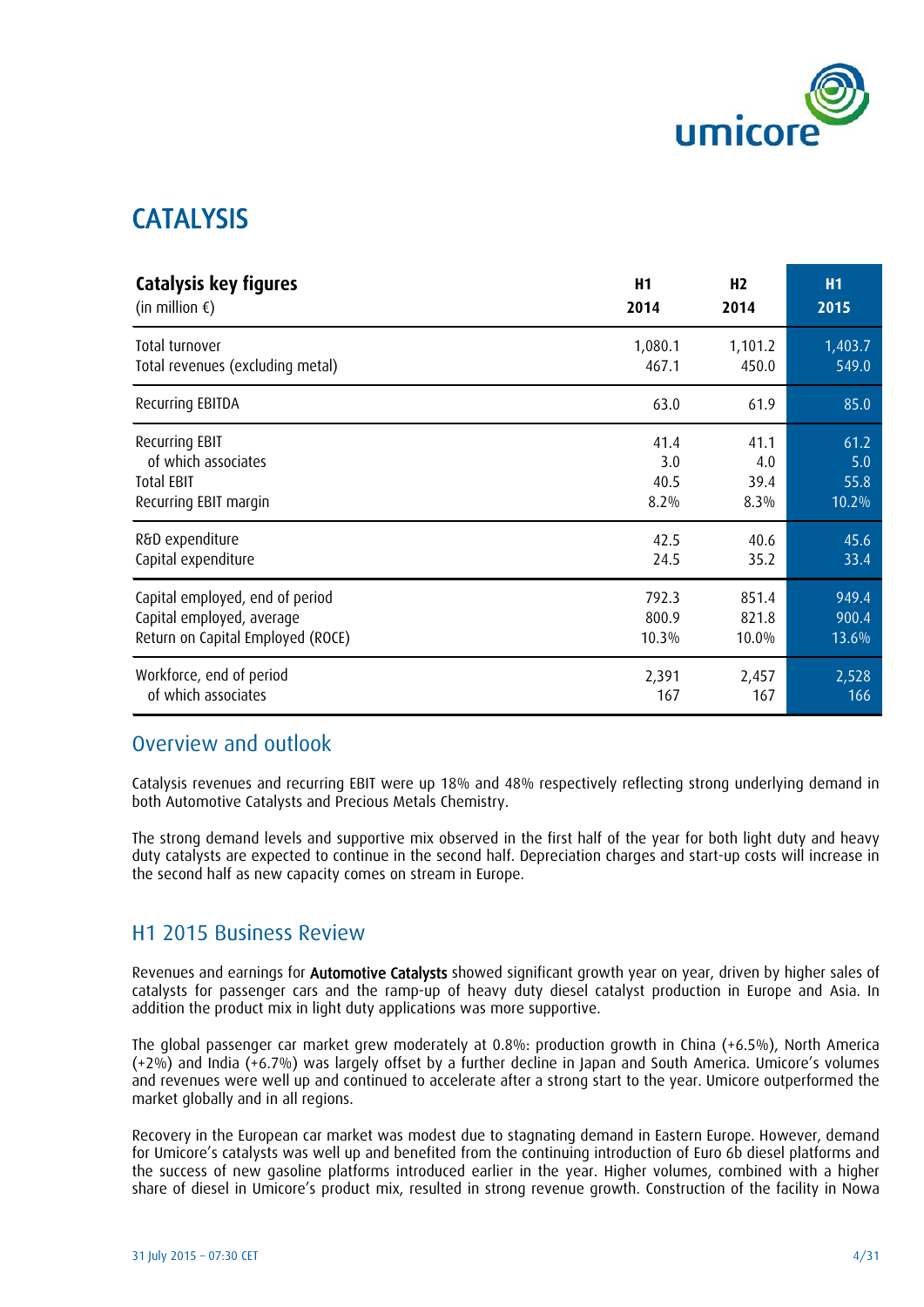# CATALYSIS

| **Catalysis key figures** (in million €) | **H1 2014** | **H2 2014** | **H1 2015** |
|---|---|---|---|
| Total turnover | 1,080.1 | 1,101.2 | 1,403.7 |
| Total revenues (excluding metal) | 467.1 | 450.0 | 549.0 |
| Recurring EBITDA | 63.0 | 61.9 | 85.0 |
| Recurring EBIT | 41.4 | 41.1 | 61.2 |
| of which associates | 3.0 | 4.0 | 5.0 |
| Total EBIT | 40.5 | 39.4 | 55.8 |
| Recurring EBIT margin | 8.2% | 8.3% | 10.2% |
| R&D expenditure | 42.5 | 40.6 | 45.6 |
| Capital expenditure | 24.5 | 35.2 | 33.4 |
| Capital employed, end of period | 792.3 | 851.4 | 949.4 |
| Capital employed, average | 800.9 | 821.8 | 900.4 |
| Return on Capital Employed (ROCE) | 10.3% | 10.0% | 13.6% |
| Workforce, end of period | 2,391 | 2,457 | 2,528 |
| of which associates | 167 | 167 | 166 |

## Overview and outlook

Catalysis revenues and recurring EBIT were up 18% and 48% respectively reflecting strong underlying demand in both Automotive Catalysts and Precious Metals Chemistry.

The strong demand levels and supportive mix observed in the first half of the year for both light duty and heavy duty catalysts are expected to continue in the second half. Depreciation charges and start-up costs will increase in the second half as new capacity comes on stream in Europe.

## H1 2015 Business Review

Revenues and earnings for **Automotive Catalysts** showed significant growth year on year, driven by higher sales of catalysts for passenger cars and the ramp-up of heavy duty diesel catalyst production in Europe and Asia. In addition the product mix in light duty applications was more supportive.

The global passenger car market grew moderately at 0.8%: production growth in China (+6.5%), North America (+2%) and India (+6.7%) was largely offset by a further decline in Japan and South America. Umicore's volumes and revenues were well up and continued to accelerate after a strong start to the year. Umicore outperformed the market globally and in all regions.

Recovery in the European car market was modest due to stagnating demand in Eastern Europe. However, demand for Umicore's catalysts was well up and benefited from the continuing introduction of Euro 6b diesel platforms and the success of new gasoline platforms introduced earlier in the year. Higher volumes, combined with a higher share of diesel in Umicore's product mix, resulted in strong revenue growth. Construction of the facility in Nowa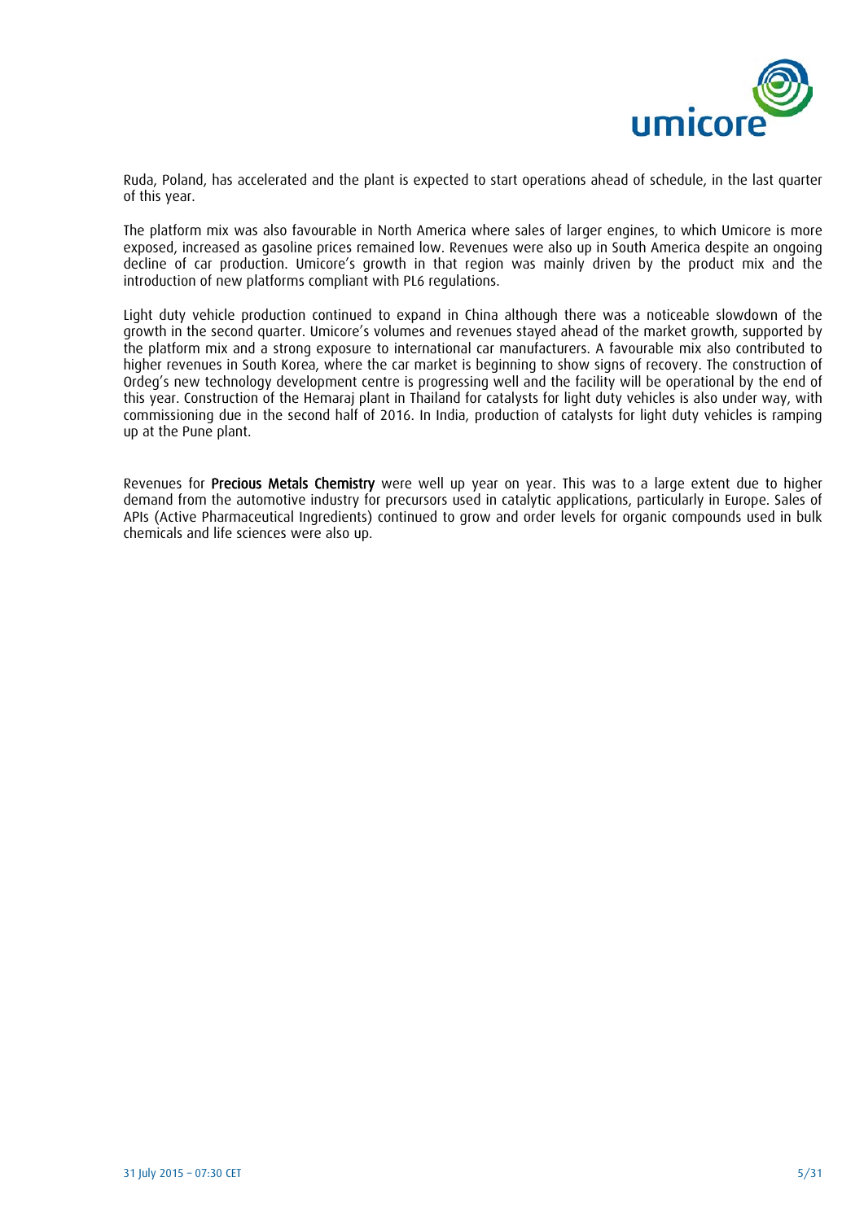Ruda, Poland, has accelerated and the plant is expected to start operations ahead of schedule, in the last quarter of this year.

The platform mix was also favourable in North America where sales of larger engines, to which Umicore is more exposed, increased as gasoline prices remained low. Revenues were also up in South America despite an ongoing decline of car production. Umicore's growth in that region was mainly driven by the product mix and the introduction of new platforms compliant with PL6 regulations.

Light duty vehicle production continued to expand in China although there was a noticeable slowdown of the growth in the second quarter. Umicore's volumes and revenues stayed ahead of the market growth, supported by the platform mix and a strong exposure to international car manufacturers. A favourable mix also contributed to higher revenues in South Korea, where the car market is beginning to show signs of recovery. The construction of Ordeg's new technology development centre is progressing well and the facility will be operational by the end of this year. Construction of the Hemaraj plant in Thailand for catalysts for light duty vehicles is also under way, with commissioning due in the second half of 2016. In India, production of catalysts for light duty vehicles is ramping up at the Pune plant.

Revenues for **Precious Metals Chemistry** were well up year on year. This was to a large extent due to higher demand from the automotive industry for precursors used in catalytic applications, particularly in Europe. Sales of APIs (Active Pharmaceutical Ingredients) continued to grow and order levels for organic compounds used in bulk chemicals and life sciences were also up.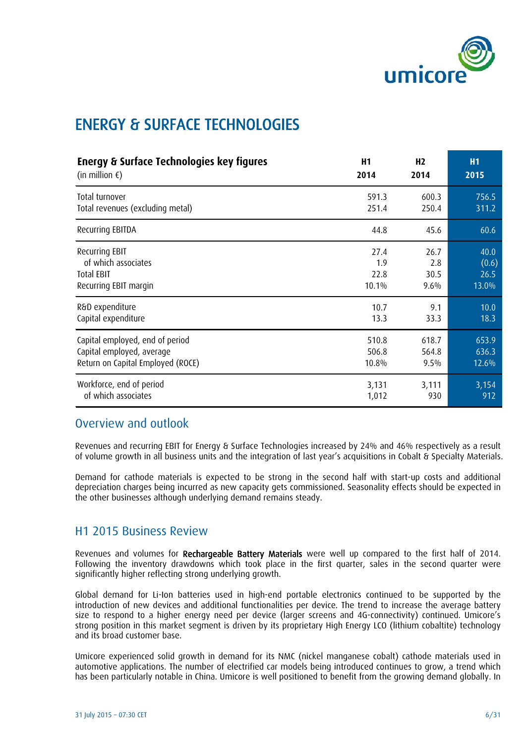# ENERGY & SURFACE TECHNOLOGIES

| **Energy & Surface Technologies key figures** (in million €) | **H1 2014** | **H2 2014** | **H1 2015** |
|---|---|---|---|
| Total turnover | 591.3 | 600.3 | 756.5 |
| Total revenues (excluding metal) | 251.4 | 250.4 | 311.2 |
| Recurring EBITDA | 44.8 | 45.6 | 60.6 |
| Recurring EBIT | 27.4 | 26.7 | 40.0 |
| of which associates | 1.9 | 2.8 | (0.6) |
| Total EBIT | 22.8 | 30.5 | 26.5 |
| Recurring EBIT margin | 10.1% | 9.6% | 13.0% |
| R&D expenditure | 10.7 | 9.1 | 10.0 |
| Capital expenditure | 13.3 | 33.3 | 18.3 |
| Capital employed, end of period | 510.8 | 618.7 | 653.9 |
| Capital employed, average | 506.8 | 564.8 | 636.3 |
| Return on Capital Employed (ROCE) | 10.8% | 9.5% | 12.6% |
| Workforce, end of period | 3,131 | 3,111 | 3,154 |
| of which associates | 1,012 | 930 | 912 |

## Overview and outlook

Revenues and recurring EBIT for Energy & Surface Technologies increased by 24% and 46% respectively as a result of volume growth in all business units and the integration of last year's acquisitions in Cobalt & Specialty Materials.

Demand for cathode materials is expected to be strong in the second half with start-up costs and additional depreciation charges being incurred as new capacity gets commissioned. Seasonality effects should be expected in the other businesses although underlying demand remains steady.

## H1 2015 Business Review

Revenues and volumes for **Rechargeable Battery Materials** were well up compared to the first half of 2014. Following the inventory drawdowns which took place in the first quarter, sales in the second quarter were significantly higher reflecting strong underlying growth.

Global demand for Li-Ion batteries used in high-end portable electronics continued to be supported by the introduction of new devices and additional functionalities per device. The trend to increase the average battery size to respond to a higher energy need per device (larger screens and 4G-connectivity) continued. Umicore's strong position in this market segment is driven by its proprietary High Energy LCO (lithium cobaltite) technology and its broad customer base.

Umicore experienced solid growth in demand for its NMC (nickel manganese cobalt) cathode materials used in automotive applications. The number of electrified car models being introduced continues to grow, a trend which has been particularly notable in China. Umicore is well positioned to benefit from the growing demand globally. In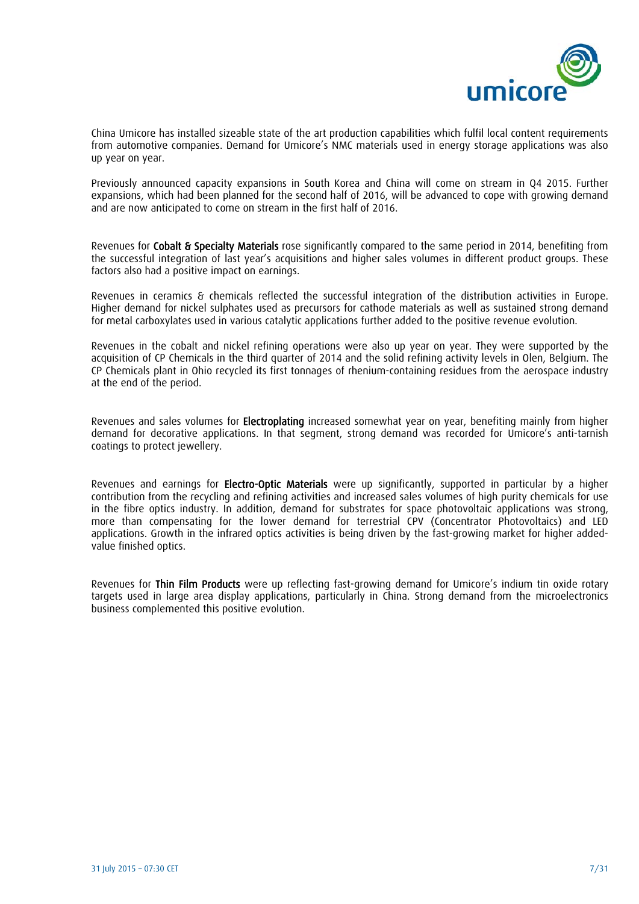China Umicore has installed sizeable state of the art production capabilities which fulfil local content requirements from automotive companies. Demand for Umicore's NMC materials used in energy storage applications was also up year on year.

Previously announced capacity expansions in South Korea and China will come on stream in Q4 2015. Further expansions, which had been planned for the second half of 2016, will be advanced to cope with growing demand and are now anticipated to come on stream in the first half of 2016.

Revenues for **Cobalt & Specialty Materials** rose significantly compared to the same period in 2014, benefiting from the successful integration of last year's acquisitions and higher sales volumes in different product groups. These factors also had a positive impact on earnings.

Revenues in ceramics & chemicals reflected the successful integration of the distribution activities in Europe. Higher demand for nickel sulphates used as precursors for cathode materials as well as sustained strong demand for metal carboxylates used in various catalytic applications further added to the positive revenue evolution.

Revenues in the cobalt and nickel refining operations were also up year on year. They were supported by the acquisition of CP Chemicals in the third quarter of 2014 and the solid refining activity levels in Olen, Belgium. The CP Chemicals plant in Ohio recycled its first tonnages of rhenium-containing residues from the aerospace industry at the end of the period.

Revenues and sales volumes for **Electroplating** increased somewhat year on year, benefiting mainly from higher demand for decorative applications. In that segment, strong demand was recorded for Umicore's anti-tarnish coatings to protect jewellery.

Revenues and earnings for **Electro-Optic Materials** were up significantly, supported in particular by a higher contribution from the recycling and refining activities and increased sales volumes of high purity chemicals for use in the fibre optics industry. In addition, demand for substrates for space photovoltaic applications was strong, more than compensating for the lower demand for terrestrial CPV (Concentrator Photovoltaics) and LED applications. Growth in the infrared optics activities is being driven by the fast-growing market for higher added-value finished optics.

Revenues for **Thin Film Products** were up reflecting fast-growing demand for Umicore's indium tin oxide rotary targets used in large area display applications, particularly in China. Strong demand from the microelectronics business complemented this positive evolution.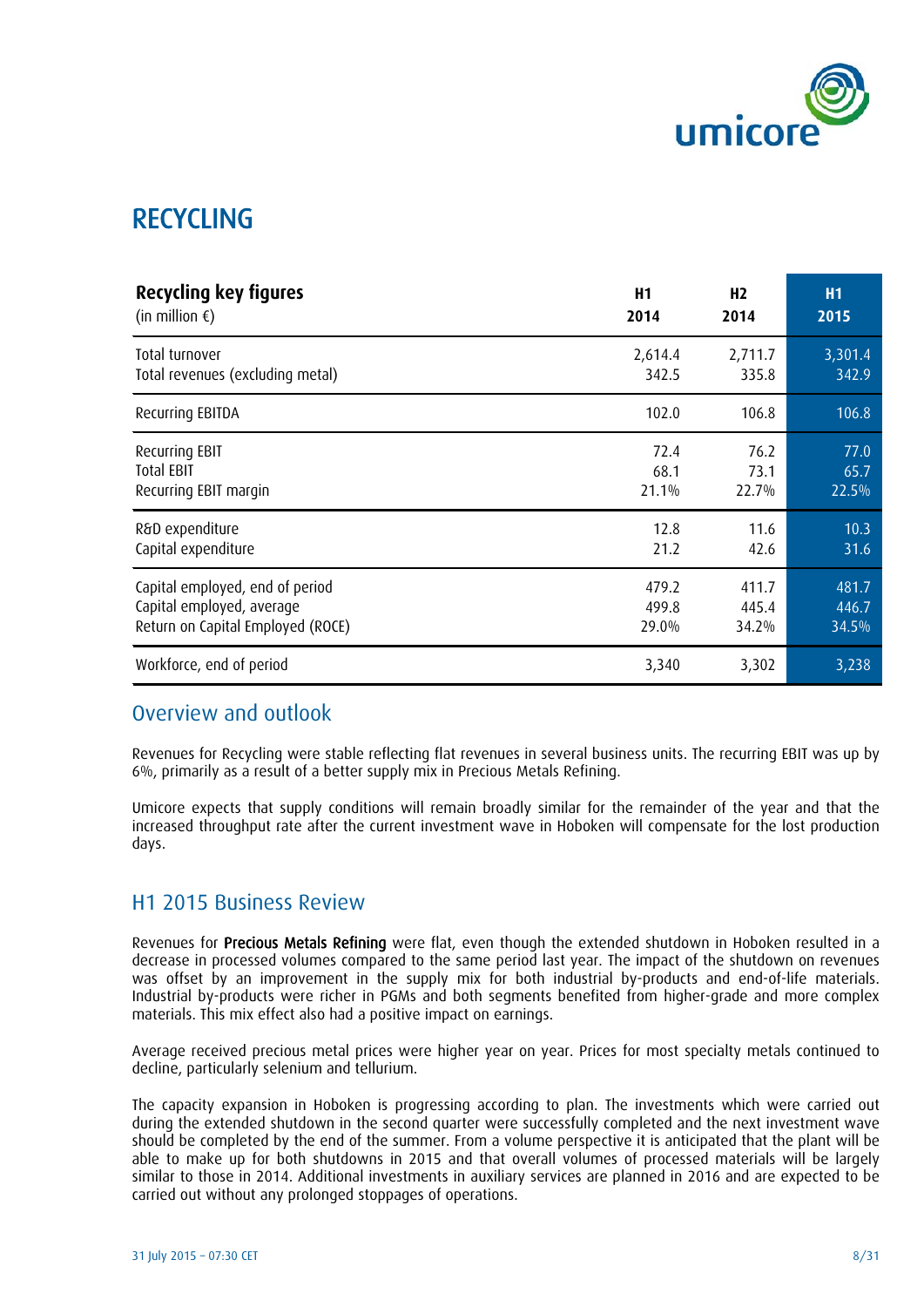# RECYCLING

| **Recycling key figures** (in million €) | **H1 2014** | **H2 2014** | **H1 2015** |
|---|---|---|---|
| Total turnover | 2,614.4 | 2,711.7 | 3,301.4 |
| Total revenues (excluding metal) | 342.5 | 335.8 | 342.9 |
| Recurring EBITDA | 102.0 | 106.8 | 106.8 |
| Recurring EBIT | 72.4 | 76.2 | 77.0 |
| Total EBIT | 68.1 | 73.1 | 65.7 |
| Recurring EBIT margin | 21.1% | 22.7% | 22.5% |
| R&D expenditure | 12.8 | 11.6 | 10.3 |
| Capital expenditure | 21.2 | 42.6 | 31.6 |
| Capital employed, end of period | 479.2 | 411.7 | 481.7 |
| Capital employed, average | 499.8 | 445.4 | 446.7 |
| Return on Capital Employed (ROCE) | 29.0% | 34.2% | 34.5% |
| Workforce, end of period | 3,340 | 3,302 | 3,238 |

## Overview and outlook

Revenues for Recycling were stable reflecting flat revenues in several business units. The recurring EBIT was up by 6%, primarily as a result of a better supply mix in Precious Metals Refining.

Umicore expects that supply conditions will remain broadly similar for the remainder of the year and that the increased throughput rate after the current investment wave in Hoboken will compensate for the lost production days.

## H1 2015 Business Review

Revenues for **Precious Metals Refining** were flat, even though the extended shutdown in Hoboken resulted in a decrease in processed volumes compared to the same period last year. The impact of the shutdown on revenues was offset by an improvement in the supply mix for both industrial by-products and end-of-life materials. Industrial by-products were richer in PGMs and both segments benefited from higher-grade and more complex materials. This mix effect also had a positive impact on earnings.

Average received precious metal prices were higher year on year. Prices for most specialty metals continued to decline, particularly selenium and tellurium.

The capacity expansion in Hoboken is progressing according to plan. The investments which were carried out during the extended shutdown in the second quarter were successfully completed and the next investment wave should be completed by the end of the summer. From a volume perspective it is anticipated that the plant will be able to make up for both shutdowns in 2015 and that overall volumes of processed materials will be largely similar to those in 2014. Additional investments in auxiliary services are planned in 2016 and are expected to be carried out without any prolonged stoppages of operations.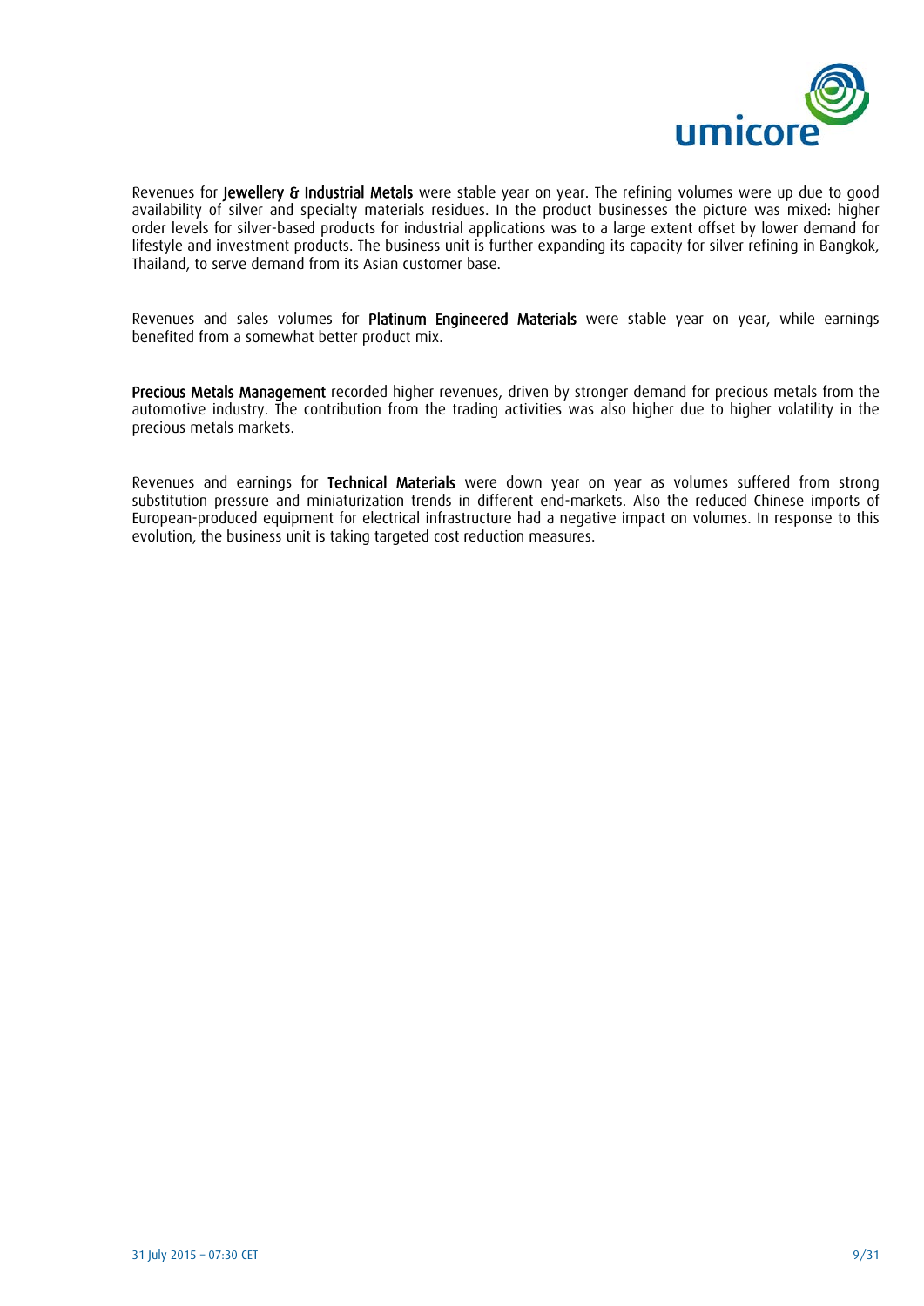Revenues for **Jewellery & Industrial Metals** were stable year on year. The refining volumes were up due to good availability of silver and specialty materials residues. In the product businesses the picture was mixed: higher order levels for silver-based products for industrial applications was to a large extent offset by lower demand for lifestyle and investment products. The business unit is further expanding its capacity for silver refining in Bangkok, Thailand, to serve demand from its Asian customer base.

Revenues and sales volumes for **Platinum Engineered Materials** were stable year on year, while earnings benefited from a somewhat better product mix.

**Precious Metals Management** recorded higher revenues, driven by stronger demand for precious metals from the automotive industry. The contribution from the trading activities was also higher due to higher volatility in the precious metals markets.

Revenues and earnings for **Technical Materials** were down year on year as volumes suffered from strong substitution pressure and miniaturization trends in different end-markets. Also the reduced Chinese imports of European-produced equipment for electrical infrastructure had a negative impact on volumes. In response to this evolution, the business unit is taking targeted cost reduction measures.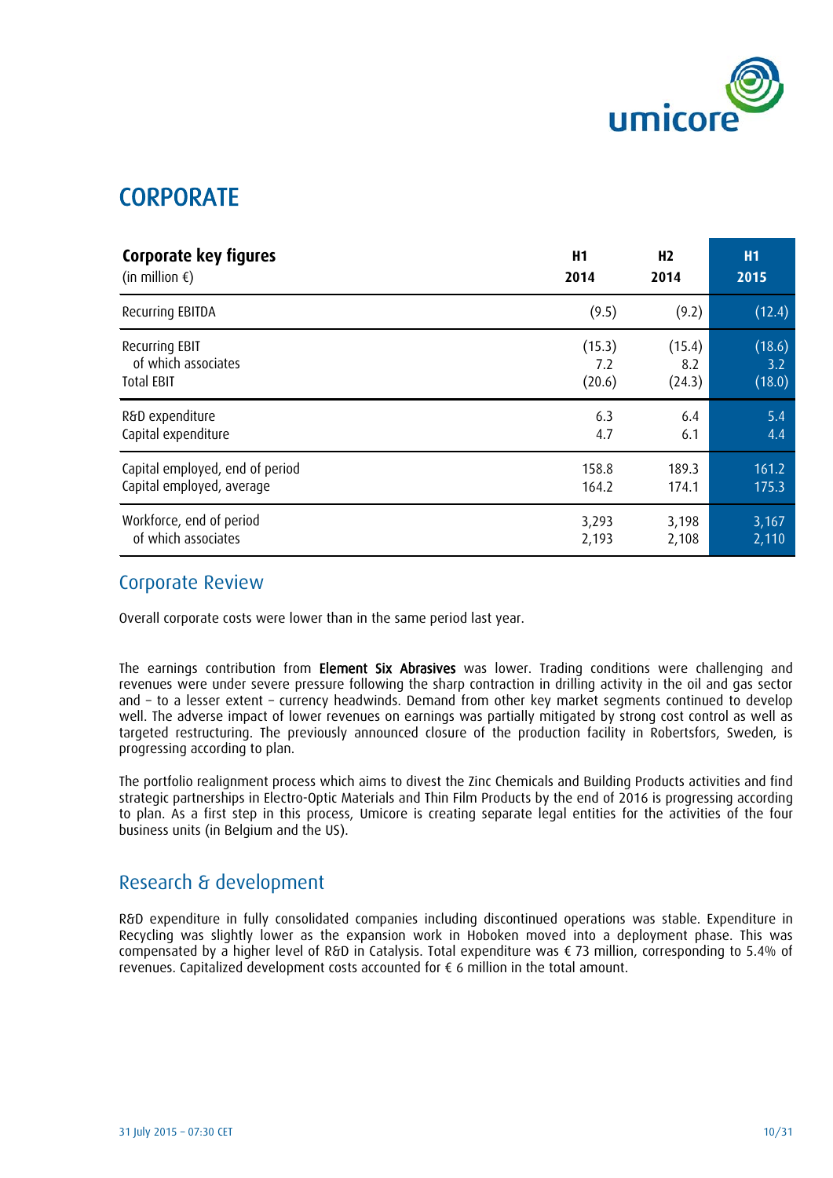# CORPORATE

| Corporate key figures (in million €) | H1 2014 | H2 2014 | H1 2015 |
|---|---|---|---|
| Recurring EBITDA | (9.5) | (9.2) | (12.4) |
| Recurring EBIT | (15.3) | (15.4) | (18.6) |
| of which associates | 7.2 | 8.2 | 3.2 |
| Total EBIT | (20.6) | (24.3) | (18.0) |
| R&D expenditure | 6.3 | 6.4 | 5.4 |
| Capital expenditure | 4.7 | 6.1 | 4.4 |
| Capital employed, end of period | 158.8 | 189.3 | 161.2 |
| Capital employed, average | 164.2 | 174.1 | 175.3 |
| Workforce, end of period | 3,293 | 3,198 | 3,167 |
| of which associates | 2,193 | 2,108 | 2,110 |

## Corporate Review

Overall corporate costs were lower than in the same period last year.

The earnings contribution from **Element Six Abrasives** was lower. Trading conditions were challenging and revenues were under severe pressure following the sharp contraction in drilling activity in the oil and gas sector and – to a lesser extent – currency headwinds. Demand from other key market segments continued to develop well. The adverse impact of lower revenues on earnings was partially mitigated by strong cost control as well as targeted restructuring. The previously announced closure of the production facility in Robertsfors, Sweden, is progressing according to plan.

The portfolio realignment process which aims to divest the Zinc Chemicals and Building Products activities and find strategic partnerships in Electro-Optic Materials and Thin Film Products by the end of 2016 is progressing according to plan. As a first step in this process, Umicore is creating separate legal entities for the activities of the four business units (in Belgium and the US).

## Research & development

R&D expenditure in fully consolidated companies including discontinued operations was stable. Expenditure in Recycling was slightly lower as the expansion work in Hoboken moved into a deployment phase. This was compensated by a higher level of R&D in Catalysis. Total expenditure was € 73 million, corresponding to 5.4% of revenues. Capitalized development costs accounted for € 6 million in the total amount.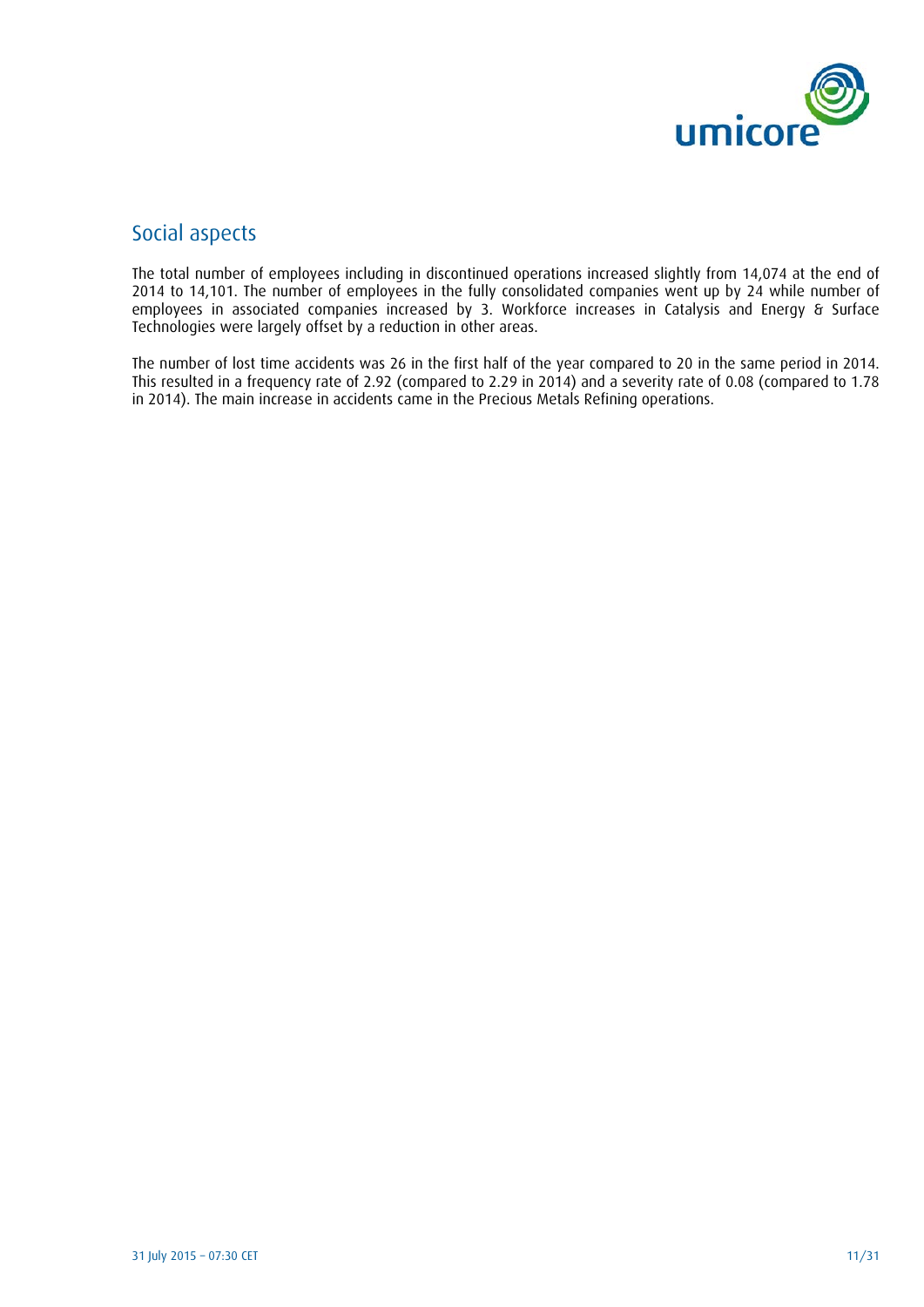## Social aspects

The total number of employees including in discontinued operations increased slightly from 14,074 at the end of 2014 to 14,101. The number of employees in the fully consolidated companies went up by 24 while number of employees in associated companies increased by 3. Workforce increases in Catalysis and Energy & Surface Technologies were largely offset by a reduction in other areas.

The number of lost time accidents was 26 in the first half of the year compared to 20 in the same period in 2014. This resulted in a frequency rate of 2.92 (compared to 2.29 in 2014) and a severity rate of 0.08 (compared to 1.78 in 2014). The main increase in accidents came in the Precious Metals Refining operations.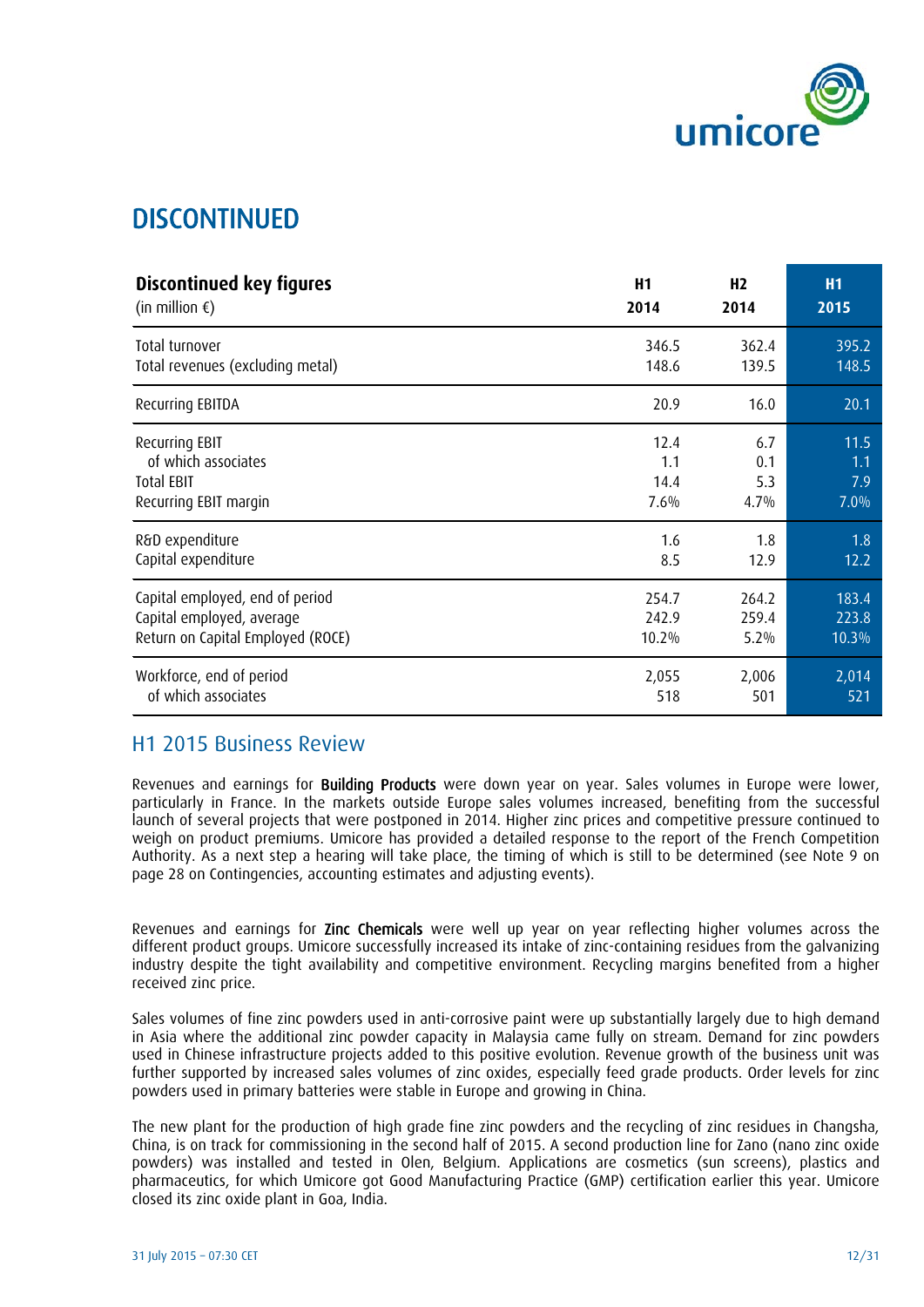# DISCONTINUED

| **Discontinued key figures** (in million €) | **H1 2014** | **H2 2014** | **H1 2015** |
|---|---|---|---|
| Total turnover | 346.5 | 362.4 | 395.2 |
| Total revenues (excluding metal) | 148.6 | 139.5 | 148.5 |
| Recurring EBITDA | 20.9 | 16.0 | 20.1 |
| Recurring EBIT | 12.4 | 6.7 | 11.5 |
| of which associates | 1.1 | 0.1 | 1.1 |
| Total EBIT | 14.4 | 5.3 | 7.9 |
| Recurring EBIT margin | 7.6% | 4.7% | 7.0% |
| R&D expenditure | 1.6 | 1.8 | 1.8 |
| Capital expenditure | 8.5 | 12.9 | 12.2 |
| Capital employed, end of period | 254.7 | 264.2 | 183.4 |
| Capital employed, average | 242.9 | 259.4 | 223.8 |
| Return on Capital Employed (ROCE) | 10.2% | 5.2% | 10.3% |
| Workforce, end of period | 2,055 | 2,006 | 2,014 |
| of which associates | 518 | 501 | 521 |

## H1 2015 Business Review

Revenues and earnings for **Building Products** were down year on year. Sales volumes in Europe were lower, particularly in France. In the markets outside Europe sales volumes increased, benefiting from the successful launch of several projects that were postponed in 2014. Higher zinc prices and competitive pressure continued to weigh on product premiums. Umicore has provided a detailed response to the report of the French Competition Authority. As a next step a hearing will take place, the timing of which is still to be determined (see Note 9 on page 28 on Contingencies, accounting estimates and adjusting events).

Revenues and earnings for **Zinc Chemicals** were well up year on year reflecting higher volumes across the different product groups. Umicore successfully increased its intake of zinc-containing residues from the galvanizing industry despite the tight availability and competitive environment. Recycling margins benefited from a higher received zinc price.

Sales volumes of fine zinc powders used in anti-corrosive paint were up substantially largely due to high demand in Asia where the additional zinc powder capacity in Malaysia came fully on stream. Demand for zinc powders used in Chinese infrastructure projects added to this positive evolution. Revenue growth of the business unit was further supported by increased sales volumes of zinc oxides, especially feed grade products. Order levels for zinc powders used in primary batteries were stable in Europe and growing in China.

The new plant for the production of high grade fine zinc powders and the recycling of zinc residues in Changsha, China, is on track for commissioning in the second half of 2015. A second production line for Zano (nano zinc oxide powders) was installed and tested in Olen, Belgium. Applications are cosmetics (sun screens), plastics and pharmaceutics, for which Umicore got Good Manufacturing Practice (GMP) certification earlier this year. Umicore closed its zinc oxide plant in Goa, India.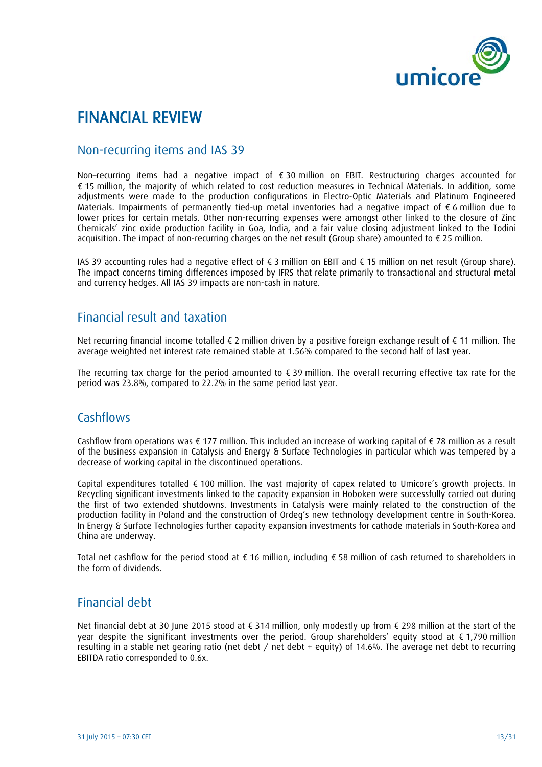# FINANCIAL REVIEW

## Non-recurring items and IAS 39

Non–recurring items had a negative impact of € 30 million on EBIT. Restructuring charges accounted for € 15 million, the majority of which related to cost reduction measures in Technical Materials. In addition, some adjustments were made to the production configurations in Electro-Optic Materials and Platinum Engineered Materials. Impairments of permanently tied-up metal inventories had a negative impact of € 6 million due to lower prices for certain metals. Other non-recurring expenses were amongst other linked to the closure of Zinc Chemicals' zinc oxide production facility in Goa, India, and a fair value closing adjustment linked to the Todini acquisition. The impact of non-recurring charges on the net result (Group share) amounted to € 25 million.

IAS 39 accounting rules had a negative effect of € 3 million on EBIT and € 15 million on net result (Group share). The impact concerns timing differences imposed by IFRS that relate primarily to transactional and structural metal and currency hedges. All IAS 39 impacts are non-cash in nature.

## Financial result and taxation

Net recurring financial income totalled € 2 million driven by a positive foreign exchange result of € 11 million. The average weighted net interest rate remained stable at 1.56% compared to the second half of last year.

The recurring tax charge for the period amounted to € 39 million. The overall recurring effective tax rate for the period was 23.8%, compared to 22.2% in the same period last year.

## Cashflows

Cashflow from operations was € 177 million. This included an increase of working capital of € 78 million as a result of the business expansion in Catalysis and Energy & Surface Technologies in particular which was tempered by a decrease of working capital in the discontinued operations.

Capital expenditures totalled € 100 million. The vast majority of capex related to Umicore's growth projects. In Recycling significant investments linked to the capacity expansion in Hoboken were successfully carried out during the first of two extended shutdowns. Investments in Catalysis were mainly related to the construction of the production facility in Poland and the construction of Ordeg's new technology development centre in South-Korea. In Energy & Surface Technologies further capacity expansion investments for cathode materials in South-Korea and China are underway.

Total net cashflow for the period stood at € 16 million, including € 58 million of cash returned to shareholders in the form of dividends.

## Financial debt

Net financial debt at 30 June 2015 stood at € 314 million, only modestly up from € 298 million at the start of the year despite the significant investments over the period. Group shareholders' equity stood at € 1,790 million resulting in a stable net gearing ratio (net debt / net debt + equity) of 14.6%. The average net debt to recurring EBITDA ratio corresponded to 0.6x.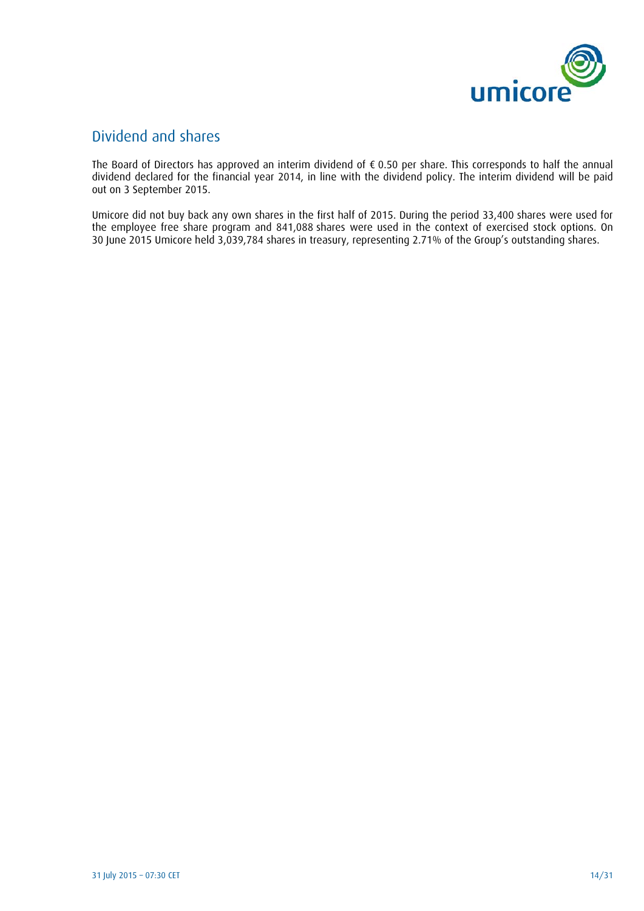## Dividend and shares

The Board of Directors has approved an interim dividend of € 0.50 per share. This corresponds to half the annual dividend declared for the financial year 2014, in line with the dividend policy. The interim dividend will be paid out on 3 September 2015.

Umicore did not buy back any own shares in the first half of 2015. During the period 33,400 shares were used for the employee free share program and 841,088 shares were used in the context of exercised stock options. On 30 June 2015 Umicore held 3,039,784 shares in treasury, representing 2.71% of the Group's outstanding shares.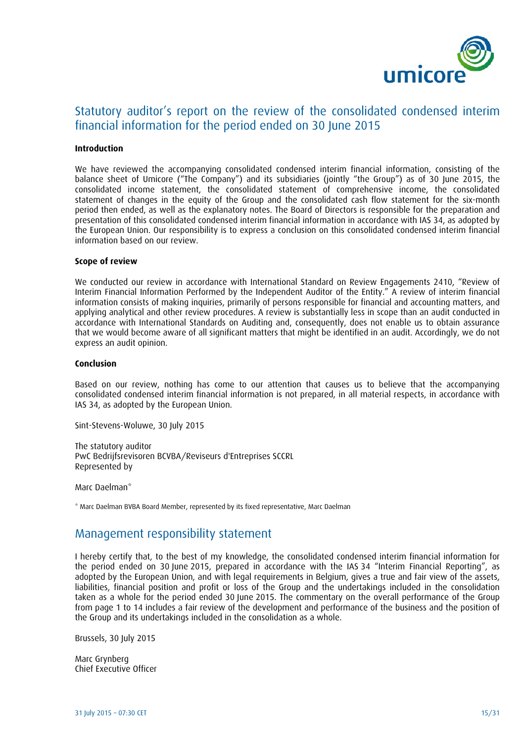# Statutory auditor's report on the review of the consolidated condensed interim financial information for the period ended on 30 June 2015

**Introduction**

We have reviewed the accompanying consolidated condensed interim financial information, consisting of the balance sheet of Umicore ("The Company") and its subsidiaries (jointly "the Group") as of 30 June 2015, the consolidated income statement, the consolidated statement of comprehensive income, the consolidated statement of changes in the equity of the Group and the consolidated cash flow statement for the six-month period then ended, as well as the explanatory notes. The Board of Directors is responsible for the preparation and presentation of this consolidated condensed interim financial information in accordance with IAS 34, as adopted by the European Union. Our responsibility is to express a conclusion on this consolidated condensed interim financial information based on our review.

**Scope of review**

We conducted our review in accordance with International Standard on Review Engagements 2410, "Review of Interim Financial Information Performed by the Independent Auditor of the Entity." A review of interim financial information consists of making inquiries, primarily of persons responsible for financial and accounting matters, and applying analytical and other review procedures. A review is substantially less in scope than an audit conducted in accordance with International Standards on Auditing and, consequently, does not enable us to obtain assurance that we would become aware of all significant matters that might be identified in an audit. Accordingly, we do not express an audit opinion.

**Conclusion**

Based on our review, nothing has come to our attention that causes us to believe that the accompanying consolidated condensed interim financial information is not prepared, in all material respects, in accordance with IAS 34, as adopted by the European Union.

Sint-Stevens-Woluwe, 30 July 2015

The statutory auditor
PwC Bedrijfsrevisoren BCVBA/Reviseurs d'Entreprises SCCRL
Represented by

Marc Daelman*

* Marc Daelman BVBA Board Member, represented by its fixed representative, Marc Daelman

# Management responsibility statement

I hereby certify that, to the best of my knowledge, the consolidated condensed interim financial information for the period ended on 30 June 2015, prepared in accordance with the IAS 34 "Interim Financial Reporting", as adopted by the European Union, and with legal requirements in Belgium, gives a true and fair view of the assets, liabilities, financial position and profit or loss of the Group and the undertakings included in the consolidation taken as a whole for the period ended 30 June 2015. The commentary on the overall performance of the Group from page 1 to 14 includes a fair review of the development and performance of the business and the position of the Group and its undertakings included in the consolidation as a whole.

Brussels, 30 July 2015

Marc Grynberg
Chief Executive Officer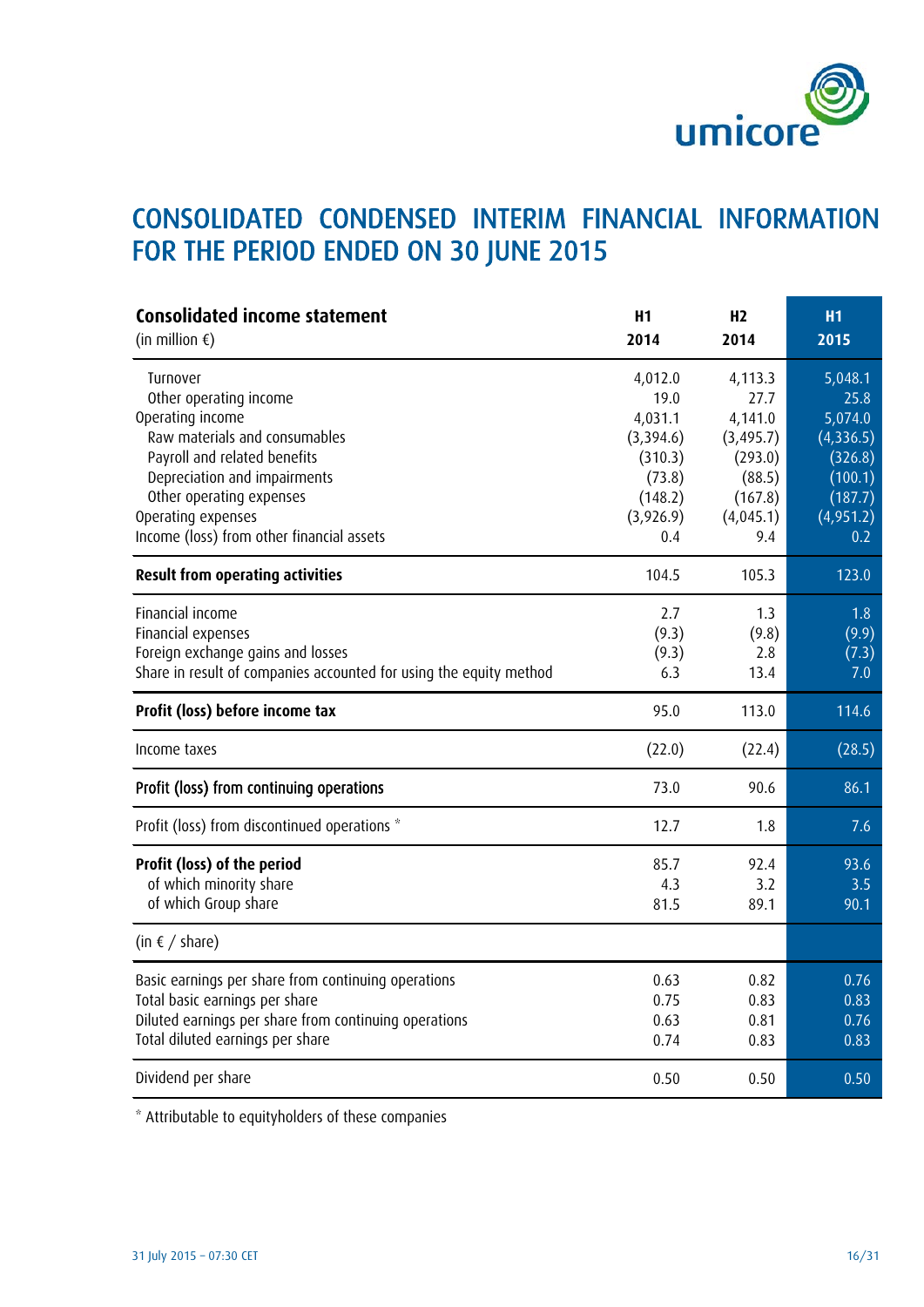# CONSOLIDATED CONDENSED INTERIM FINANCIAL INFORMATION FOR THE PERIOD ENDED ON 30 JUNE 2015

| **Consolidated income statement** (in million €) | **H1 2014** | **H2 2014** | **H1 2015** |
|---|---|---|---|
| Turnover | 4,012.0 | 4,113.3 | 5,048.1 |
| Other operating income | 19.0 | 27.7 | 25.8 |
| Operating income | 4,031.1 | 4,141.0 | 5,074.0 |
| Raw materials and consumables | (3,394.6) | (3,495.7) | (4,336.5) |
| Payroll and related benefits | (310.3) | (293.0) | (326.8) |
| Depreciation and impairments | (73.8) | (88.5) | (100.1) |
| Other operating expenses | (148.2) | (167.8) | (187.7) |
| Operating expenses | (3,926.9) | (4,045.1) | (4,951.2) |
| Income (loss) from other financial assets | 0.4 | 9.4 | 0.2 |
| **Result from operating activities** | 104.5 | 105.3 | 123.0 |
| Financial income | 2.7 | 1.3 | 1.8 |
| Financial expenses | (9.3) | (9.8) | (9.9) |
| Foreign exchange gains and losses | (9.3) | 2.8 | (7.3) |
| Share in result of companies accounted for using the equity method | 6.3 | 13.4 | 7.0 |
| **Profit (loss) before income tax** | 95.0 | 113.0 | 114.6 |
| Income taxes | (22.0) | (22.4) | (28.5) |
| **Profit (loss) from continuing operations** | 73.0 | 90.6 | 86.1 |
| Profit (loss) from discontinued operations * | 12.7 | 1.8 | 7.6 |
| **Profit (loss) of the period** | 85.7 | 92.4 | 93.6 |
| of which minority share | 4.3 | 3.2 | 3.5 |
| of which Group share | 81.5 | 89.1 | 90.1 |
| (in € / share) | | | |
| Basic earnings per share from continuing operations | 0.63 | 0.82 | 0.76 |
| Total basic earnings per share | 0.75 | 0.83 | 0.83 |
| Diluted earnings per share from continuing operations | 0.63 | 0.81 | 0.76 |
| Total diluted earnings per share | 0.74 | 0.83 | 0.83 |
| Dividend per share | 0.50 | 0.50 | 0.50 |

* Attributable to equityholders of these companies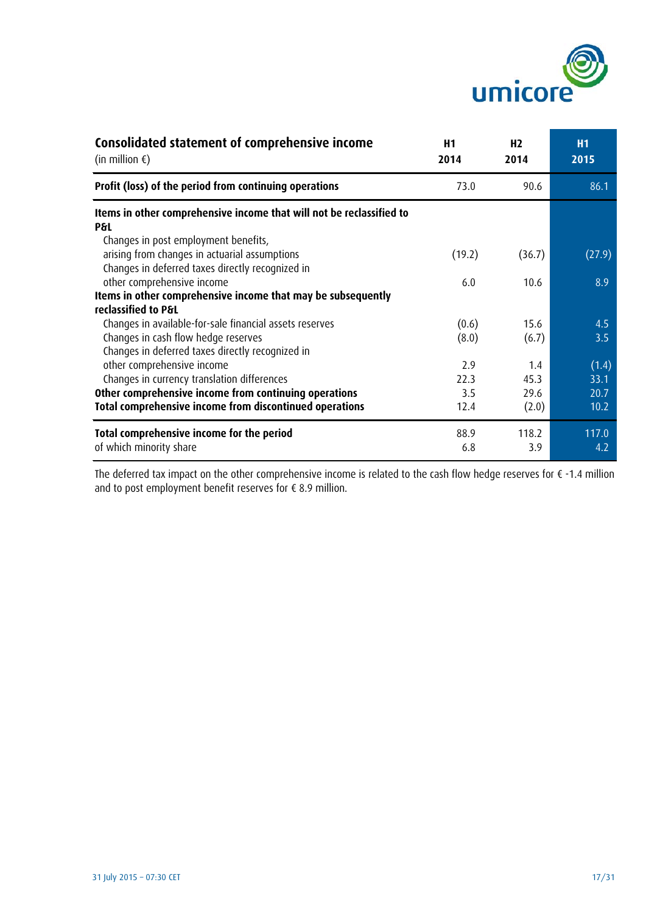| **Consolidated statement of comprehensive income** (in million €) | **H1 2014** | **H2 2014** | **H1 2015** |
|---|---|---|---|
| **Profit (loss) of the period from continuing operations** | 73.0 | 90.6 | 86.1 |
| **Items in other comprehensive income that will not be reclassified to P&L** | | | |
| Changes in post employment benefits, arising from changes in actuarial assumptions | (19.2) | (36.7) | (27.9) |
| Changes in deferred taxes directly recognized in other comprehensive income | 6.0 | 10.6 | 8.9 |
| **Items in other comprehensive income that may be subsequently reclassified to P&L** | | | |
| Changes in available-for-sale financial assets reserves | (0.6) | 15.6 | 4.5 |
| Changes in cash flow hedge reserves | (8.0) | (6.7) | 3.5 |
| Changes in deferred taxes directly recognized in other comprehensive income | 2.9 | 1.4 | (1.4) |
| Changes in currency translation differences | 22.3 | 45.3 | 33.1 |
| **Other comprehensive income from continuing operations** | 3.5 | 29.6 | 20.7 |
| **Total comprehensive income from discontinued operations** | 12.4 | (2.0) | 10.2 |
| **Total comprehensive income for the period** | 88.9 | 118.2 | 117.0 |
| of which minority share | 6.8 | 3.9 | 4.2 |

The deferred tax impact on the other comprehensive income is related to the cash flow hedge reserves for € -1.4 million and to post employment benefit reserves for € 8.9 million.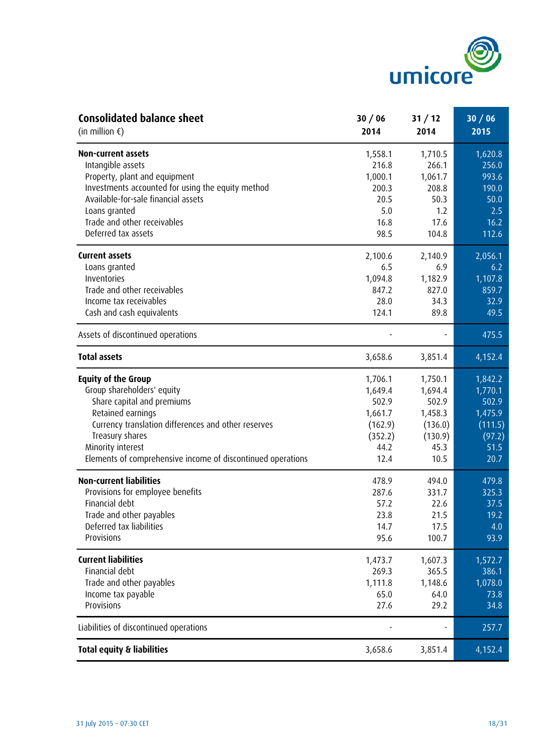| **Consolidated balance sheet** (in million €) | **30 / 06 2014** | **31 / 12 2014** | **30 / 06 2015** |
|---|---|---|---|
| **Non-current assets** | 1,558.1 | 1,710.5 | 1,620.8 |
| Intangible assets | 216.8 | 266.1 | 256.0 |
| Property, plant and equipment | 1,000.1 | 1,061.7 | 993.6 |
| Investments accounted for using the equity method | 200.3 | 208.8 | 190.0 |
| Available-for-sale financial assets | 20.5 | 50.3 | 50.0 |
| Loans granted | 5.0 | 1.2 | 2.5 |
| Trade and other receivables | 16.8 | 17.6 | 16.2 |
| Deferred tax assets | 98.5 | 104.8 | 112.6 |
| **Current assets** | 2,100.6 | 2,140.9 | 2,056.1 |
| Loans granted | 6.5 | 6.9 | 6.2 |
| Inventories | 1,094.8 | 1,182.9 | 1,107.8 |
| Trade and other receivables | 847.2 | 827.0 | 859.7 |
| Income tax receivables | 28.0 | 34.3 | 32.9 |
| Cash and cash equivalents | 124.1 | 89.8 | 49.5 |
| Assets of discontinued operations | - | - | 475.5 |
| **Total assets** | 3,658.6 | 3,851.4 | 4,152.4 |
| **Equity of the Group** | 1,706.1 | 1,750.1 | 1,842.2 |
| Group shareholders' equity | 1,649.4 | 1,694.4 | 1,770.1 |
| Share capital and premiums | 502.9 | 502.9 | 502.9 |
| Retained earnings | 1,661.7 | 1,458.3 | 1,475.9 |
| Currency translation differences and other reserves | (162.9) | (136.0) | (111.5) |
| Treasury shares | (352.2) | (130.9) | (97.2) |
| Minority interest | 44.2 | 45.3 | 51.5 |
| Elements of comprehensive income of discontinued operations | 12.4 | 10.5 | 20.7 |
| **Non-current liabilities** | 478.9 | 494.0 | 479.8 |
| Provisions for employee benefits | 287.6 | 331.7 | 325.3 |
| Financial debt | 57.2 | 22.6 | 37.5 |
| Trade and other payables | 23.8 | 21.5 | 19.2 |
| Deferred tax liabilities | 14.7 | 17.5 | 4.0 |
| Provisions | 95.6 | 100.7 | 93.9 |
| **Current liabilities** | 1,473.7 | 1,607.3 | 1,572.7 |
| Financial debt | 269.3 | 365.5 | 386.1 |
| Trade and other payables | 1,111.8 | 1,148.6 | 1,078.0 |
| Income tax payable | 65.0 | 64.0 | 73.8 |
| Provisions | 27.6 | 29.2 | 34.8 |
| Liabilities of discontinued operations | - | - | 257.7 |
| **Total equity & liabilities** | 3,658.6 | 3,851.4 | 4,152.4 |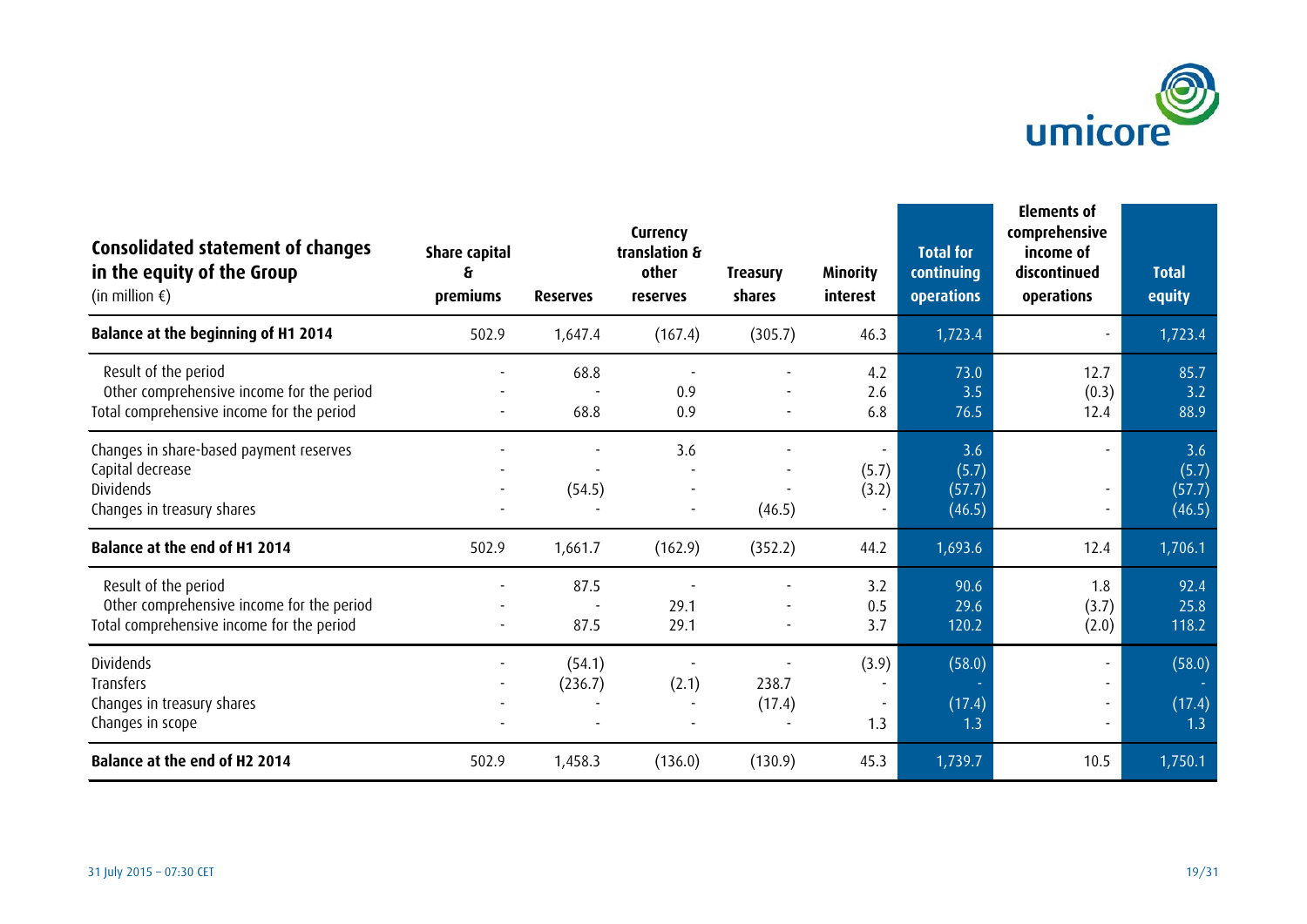| Consolidated statement of changes in the equity of the Group (in million €) | Share capital & premiums | Reserves | Currency translation & other reserves | Treasury shares | Minority interest | Total for continuing operations | Elements of comprehensive income of discontinued operations | Total equity |
|---|---|---|---|---|---|---|---|---|
| **Balance at the beginning of H1 2014** | 502.9 | 1,647.4 | (167.4) | (305.7) | 46.3 | 1,723.4 | - | 1,723.4 |
| Result of the period | - | 68.8 | - | - | 4.2 | 73.0 | 12.7 | 85.7 |
| Other comprehensive income for the period | - | - | 0.9 | - | 2.6 | 3.5 | (0.3) | 3.2 |
| Total comprehensive income for the period | - | 68.8 | 0.9 | - | 6.8 | 76.5 | 12.4 | 88.9 |
| Changes in share-based payment reserves | - | - | 3.6 | - | - | 3.6 | - | 3.6 |
| Capital decrease | - | - | - | - | (5.7) | (5.7) | | (5.7) |
| Dividends | - | (54.5) | - | - | (3.2) | (57.7) | - | (57.7) |
| Changes in treasury shares | - | - | - | (46.5) | - | (46.5) | - | (46.5) |
| **Balance at the end of H1 2014** | 502.9 | 1,661.7 | (162.9) | (352.2) | 44.2 | 1,693.6 | 12.4 | 1,706.1 |
| Result of the period | - | 87.5 | - | - | 3.2 | 90.6 | 1.8 | 92.4 |
| Other comprehensive income for the period | - | - | 29.1 | - | 0.5 | 29.6 | (3.7) | 25.8 |
| Total comprehensive income for the period | - | 87.5 | 29.1 | - | 3.7 | 120.2 | (2.0) | 118.2 |
| Dividends | - | (54.1) | - | - | (3.9) | (58.0) | - | (58.0) |
| Transfers | - | (236.7) | (2.1) | 238.7 | - | - | - | - |
| Changes in treasury shares | - | - | - | (17.4) | - | (17.4) | - | (17.4) |
| Changes in scope | - | - | - | - | 1.3 | 1.3 | - | 1.3 |
| **Balance at the end of H2 2014** | 502.9 | 1,458.3 | (136.0) | (130.9) | 45.3 | 1,739.7 | 10.5 | 1,750.1 |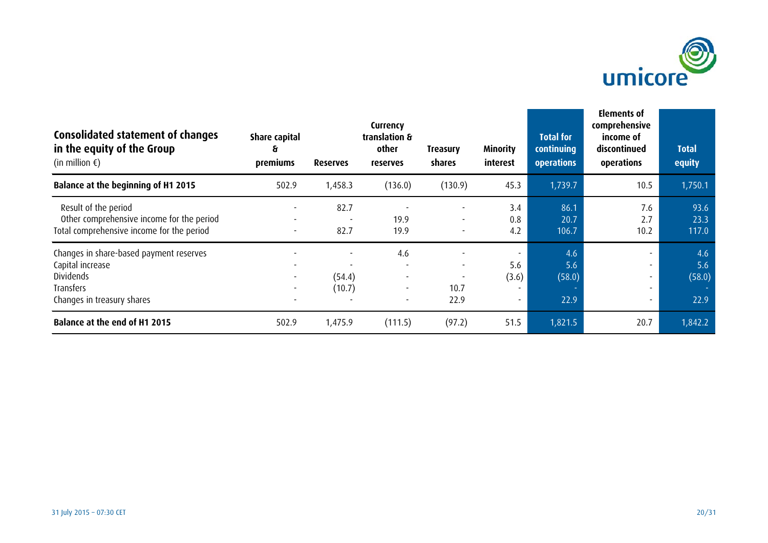| Consolidated statement of changes in the equity of the Group (in million €) | Share capital & premiums | Reserves | Currency translation & other reserves | Treasury shares | Minority interest | Total for continuing operations | Elements of comprehensive income of discontinued operations | Total equity |
|---|---|---|---|---|---|---|---|---|
| **Balance at the beginning of H1 2015** | 502.9 | 1,458.3 | (136.0) | (130.9) | 45.3 | 1,739.7 | 10.5 | 1,750.1 |
| Result of the period | - | 82.7 | - | - | 3.4 | 86.1 | 7.6 | 93.6 |
| Other comprehensive income for the period | - | - | 19.9 | - | 0.8 | 20.7 | 2.7 | 23.3 |
| Total comprehensive income for the period | - | 82.7 | 19.9 | - | 4.2 | 106.7 | 10.2 | 117.0 |
| Changes in share-based payment reserves | - | - | 4.6 | - | - | 4.6 | - | 4.6 |
| Capital increase | - | - | - | - | 5.6 | 5.6 | - | 5.6 |
| Dividends | - | (54.4) | - | - | (3.6) | (58.0) | - | (58.0) |
| Transfers | - | (10.7) | - | 10.7 | - | - | - | - |
| Changes in treasury shares | - | - | - | 22.9 | - | 22.9 | - | 22.9 |
| **Balance at the end of H1 2015** | 502.9 | 1,475.9 | (111.5) | (97.2) | 51.5 | 1,821.5 | 20.7 | 1,842.2 |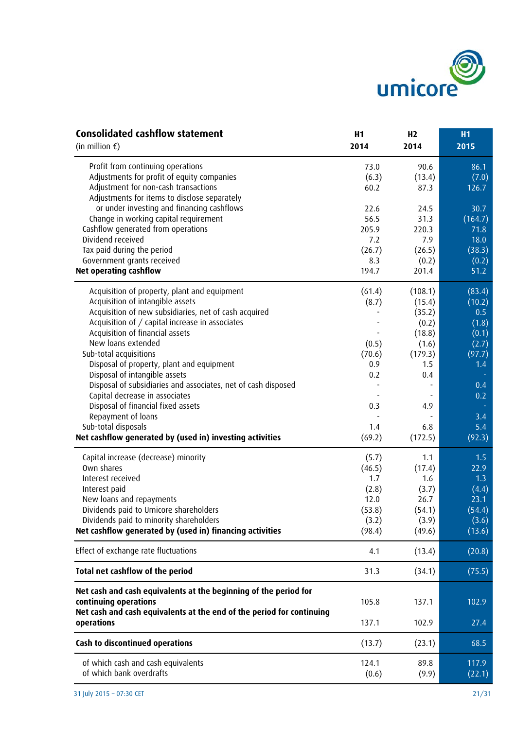| Consolidated cashflow statement (in million €) | H1 2014 | H2 2014 | H1 2015 |
|---|---|---|---|
| Profit from continuing operations | 73.0 | 90.6 | 86.1 |
| Adjustments for profit of equity companies | (6.3) | (13.4) | (7.0) |
| Adjustment for non-cash transactions | 60.2 | 87.3 | 126.7 |
| Adjustments for items to disclose separately or under investing and financing cashflows | 22.6 | 24.5 | 30.7 |
| Change in working capital requirement | 56.5 | 31.3 | (164.7) |
| Cashflow generated from operations | 205.9 | 220.3 | 71.8 |
| Dividend received | 7.2 | 7.9 | 18.0 |
| Tax paid during the period | (26.7) | (26.5) | (38.3) |
| Government grants received | 8.3 | (0.2) | (0.2) |
| **Net operating cashflow** | 194.7 | 201.4 | 51.2 |
| Acquisition of property, plant and equipment | (61.4) | (108.1) | (83.4) |
| Acquisition of intangible assets | (8.7) | (15.4) | (10.2) |
| Acquisition of new subsidiaries, net of cash acquired | - | (35.2) | 0.5 |
| Acquisition of / capital increase in associates | - | (0.2) | (1.8) |
| Acquisition of financial assets | - | (18.8) | (0.1) |
| New loans extended | (0.5) | (1.6) | (2.7) |
| Sub-total acquisitions | (70.6) | (179.3) | (97.7) |
| Disposal of property, plant and equipment | 0.9 | 1.5 | 1.4 |
| Disposal of intangible assets | 0.2 | 0.4 | - |
| Disposal of subsidiaries and associates, net of cash disposed | - | - | 0.4 |
| Capital decrease in associates | - | - | 0.2 |
| Disposal of financial fixed assets | 0.3 | 4.9 | - |
| Repayment of loans | - | - | 3.4 |
| Sub-total disposals | 1.4 | 6.8 | 5.4 |
| **Net cashflow generated by (used in) investing activities** | (69.2) | (172.5) | (92.3) |
| Capital increase (decrease) minority | (5.7) | 1.1 | 1.5 |
| Own shares | (46.5) | (17.4) | 22.9 |
| Interest received | 1.7 | 1.6 | 1.3 |
| Interest paid | (2.8) | (3.7) | (4.4) |
| New loans and repayments | 12.0 | 26.7 | 23.1 |
| Dividends paid to Umicore shareholders | (53.8) | (54.1) | (54.4) |
| Dividends paid to minority shareholders | (3.2) | (3.9) | (3.6) |
| **Net cashflow generated by (used in) financing activities** | (98.4) | (49.6) | (13.6) |
| Effect of exchange rate fluctuations | 4.1 | (13.4) | (20.8) |
| **Total net cashflow of the period** | 31.3 | (34.1) | (75.5) |
| **Net cash and cash equivalents at the beginning of the period for continuing operations** | 105.8 | 137.1 | 102.9 |
| **Net cash and cash equivalents at the end of the period for continuing operations** | 137.1 | 102.9 | 27.4 |
| **Cash to discontinued operations** | (13.7) | (23.1) | 68.5 |
| of which cash and cash equivalents | 124.1 | 89.8 | 117.9 |
| of which bank overdrafts | (0.6) | (9.9) | (22.1) |

31 July 2015 – 07:30 CET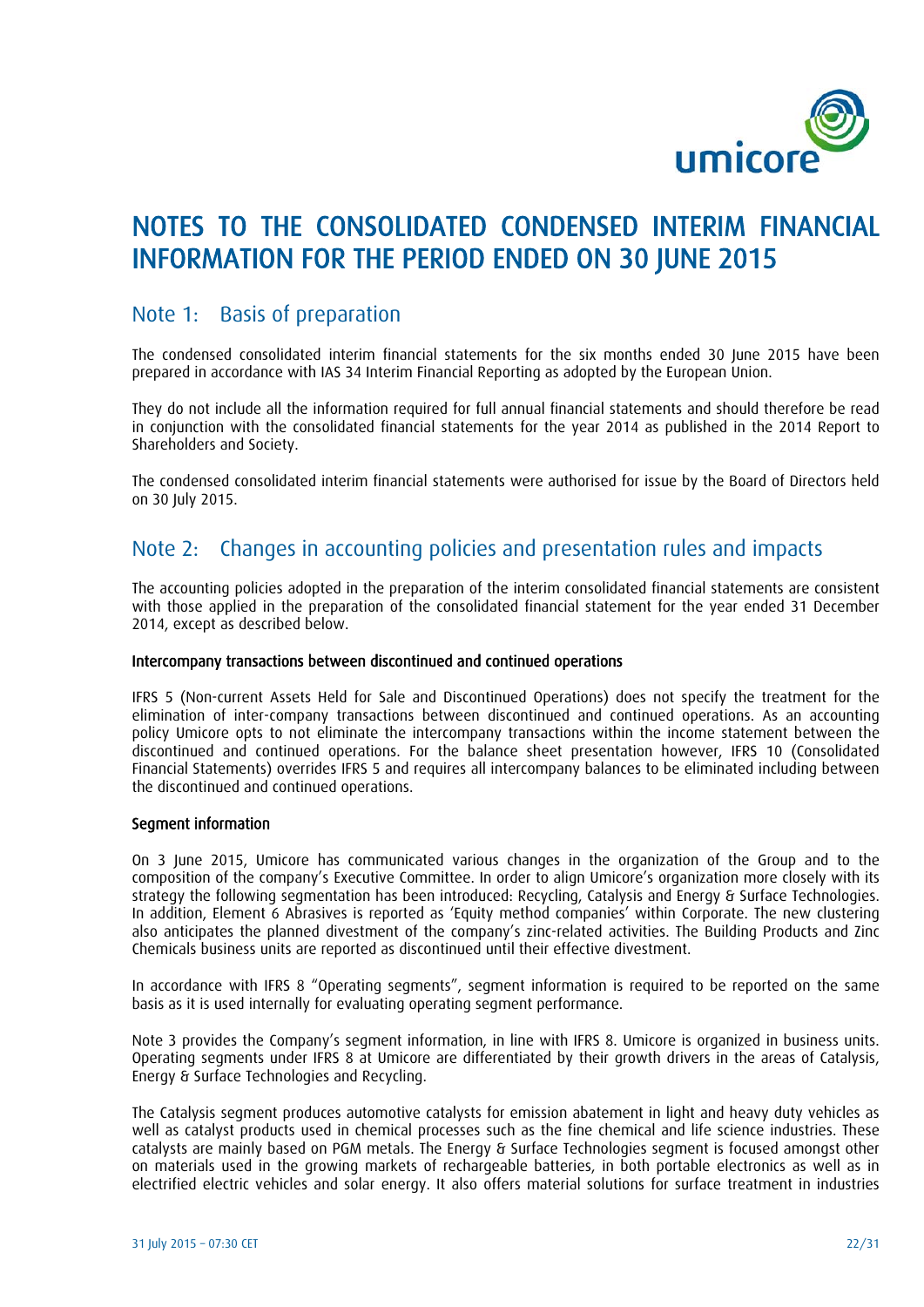# NOTES TO THE CONSOLIDATED CONDENSED INTERIM FINANCIAL INFORMATION FOR THE PERIOD ENDED ON 30 JUNE 2015

## Note 1: Basis of preparation

The condensed consolidated interim financial statements for the six months ended 30 June 2015 have been prepared in accordance with IAS 34 Interim Financial Reporting as adopted by the European Union.

They do not include all the information required for full annual financial statements and should therefore be read in conjunction with the consolidated financial statements for the year 2014 as published in the 2014 Report to Shareholders and Society.

The condensed consolidated interim financial statements were authorised for issue by the Board of Directors held on 30 July 2015.

## Note 2: Changes in accounting policies and presentation rules and impacts

The accounting policies adopted in the preparation of the interim consolidated financial statements are consistent with those applied in the preparation of the consolidated financial statement for the year ended 31 December 2014, except as described below.

### Intercompany transactions between discontinued and continued operations

IFRS 5 (Non-current Assets Held for Sale and Discontinued Operations) does not specify the treatment for the elimination of inter-company transactions between discontinued and continued operations. As an accounting policy Umicore opts to not eliminate the intercompany transactions within the income statement between the discontinued and continued operations. For the balance sheet presentation however, IFRS 10 (Consolidated Financial Statements) overrides IFRS 5 and requires all intercompany balances to be eliminated including between the discontinued and continued operations.

### Segment information

On 3 June 2015, Umicore has communicated various changes in the organization of the Group and to the composition of the company's Executive Committee. In order to align Umicore's organization more closely with its strategy the following segmentation has been introduced: Recycling, Catalysis and Energy & Surface Technologies. In addition, Element 6 Abrasives is reported as 'Equity method companies' within Corporate. The new clustering also anticipates the planned divestment of the company's zinc-related activities. The Building Products and Zinc Chemicals business units are reported as discontinued until their effective divestment.

In accordance with IFRS 8 "Operating segments", segment information is required to be reported on the same basis as it is used internally for evaluating operating segment performance.

Note 3 provides the Company's segment information, in line with IFRS 8. Umicore is organized in business units. Operating segments under IFRS 8 at Umicore are differentiated by their growth drivers in the areas of Catalysis, Energy & Surface Technologies and Recycling.

The Catalysis segment produces automotive catalysts for emission abatement in light and heavy duty vehicles as well as catalyst products used in chemical processes such as the fine chemical and life science industries. These catalysts are mainly based on PGM metals. The Energy & Surface Technologies segment is focused amongst other on materials used in the growing markets of rechargeable batteries, in both portable electronics as well as in electrified electric vehicles and solar energy. It also offers material solutions for surface treatment in industries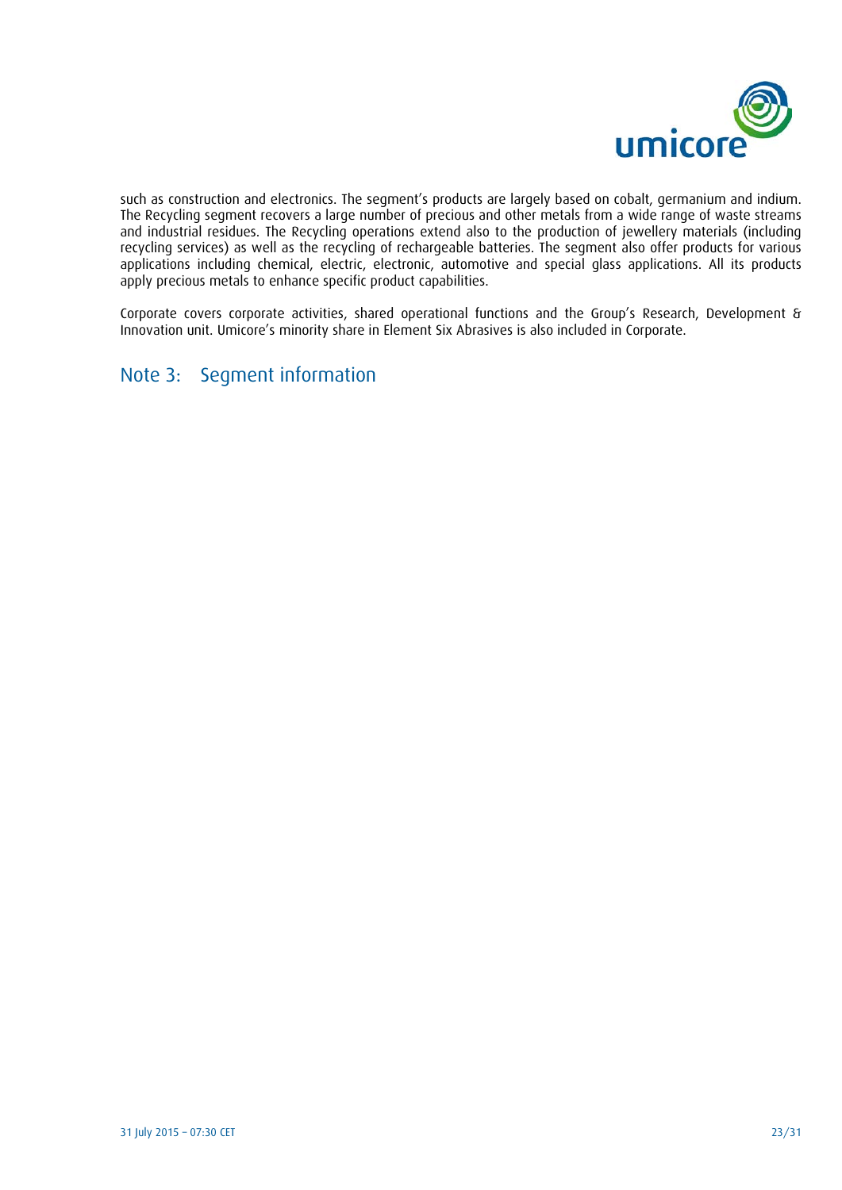such as construction and electronics. The segment's products are largely based on cobalt, germanium and indium. The Recycling segment recovers a large number of precious and other metals from a wide range of waste streams and industrial residues. The Recycling operations extend also to the production of jewellery materials (including recycling services) as well as the recycling of rechargeable batteries. The segment also offer products for various applications including chemical, electric, electronic, automotive and special glass applications. All its products apply precious metals to enhance specific product capabilities.

Corporate covers corporate activities, shared operational functions and the Group's Research, Development & Innovation unit. Umicore's minority share in Element Six Abrasives is also included in Corporate.

## Note 3: Segment information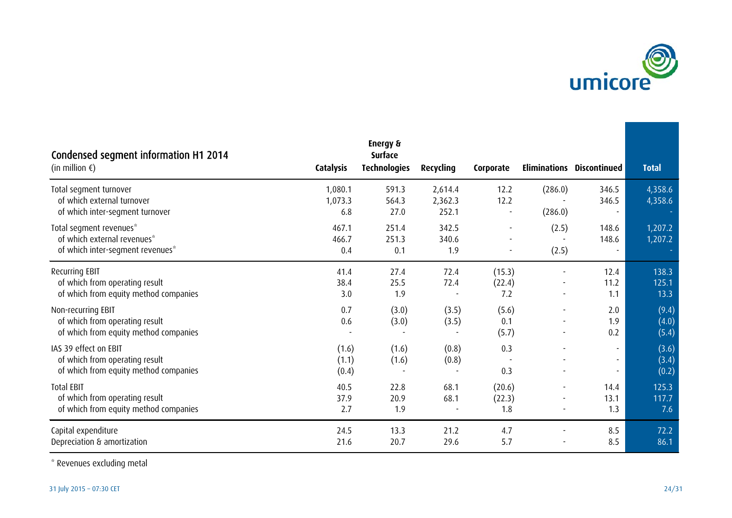| Condensed segment information H1 2014 (in million €) | Catalysis | Energy & Surface Technologies | Recycling | Corporate | Eliminations | Discontinued | Total |
|---|---|---|---|---|---|---|---|
| Total segment turnover | 1,080.1 | 591.3 | 2,614.4 | 12.2 | (286.0) | 346.5 | 4,358.6 |
| of which external turnover | 1,073.3 | 564.3 | 2,362.3 | 12.2 | - | 346.5 | 4,358.6 |
| of which inter-segment turnover | 6.8 | 27.0 | 252.1 | - | (286.0) | - | - |
| Total segment revenues* | 467.1 | 251.4 | 342.5 | - | (2.5) | 148.6 | 1,207.2 |
| of which external revenues* | 466.7 | 251.3 | 340.6 | - | - | 148.6 | 1,207.2 |
| of which inter-segment revenues* | 0.4 | 0.1 | 1.9 | - | (2.5) | - | - |
| Recurring EBIT | 41.4 | 27.4 | 72.4 | (15.3) | - | 12.4 | 138.3 |
| of which from operating result | 38.4 | 25.5 | 72.4 | (22.4) | - | 11.2 | 125.1 |
| of which from equity method companies | 3.0 | 1.9 | - | 7.2 | - | 1.1 | 13.3 |
| Non-recurring EBIT | 0.7 | (3.0) | (3.5) | (5.6) | - | 2.0 | (9.4) |
| of which from operating result | 0.6 | (3.0) | (3.5) | 0.1 | - | 1.9 | (4.0) |
| of which from equity method companies | - | - | - | (5.7) | - | 0.2 | (5.4) |
| IAS 39 effect on EBIT | (1.6) | (1.6) | (0.8) | 0.3 | - | - | (3.6) |
| of which from operating result | (1.1) | (1.6) | (0.8) | - | - | - | (3.4) |
| of which from equity method companies | (0.4) | - | - | 0.3 | - | - | (0.2) |
| Total EBIT | 40.5 | 22.8 | 68.1 | (20.6) | - | 14.4 | 125.3 |
| of which from operating result | 37.9 | 20.9 | 68.1 | (22.3) | - | 13.1 | 117.7 |
| of which from equity method companies | 2.7 | 1.9 | - | 1.8 | - | 1.3 | 7.6 |
| Capital expenditure | 24.5 | 13.3 | 21.2 | 4.7 | - | 8.5 | 72.2 |
| Depreciation & amortization | 21.6 | 20.7 | 29.6 | 5.7 | - | 8.5 | 86.1 |

* Revenues excluding metal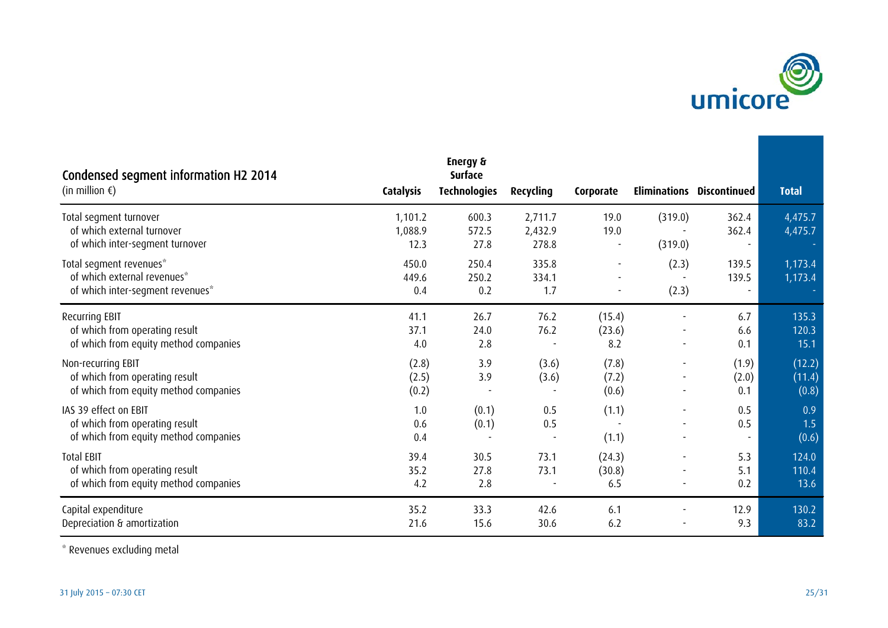## Condensed segment information H2 2014

(in million €)

| | Catalysis | Energy & Surface Technologies | Recycling | Corporate | Eliminations | Discontinued | Total |
|---|---|---|---|---|---|---|---|
| Total segment turnover | 1,101.2 | 600.3 | 2,711.7 | 19.0 | (319.0) | 362.4 | 4,475.7 |
| of which external turnover | 1,088.9 | 572.5 | 2,432.9 | 19.0 | - | 362.4 | 4,475.7 |
| of which inter-segment turnover | 12.3 | 27.8 | 278.8 | - | (319.0) | - | - |
| Total segment revenues* | 450.0 | 250.4 | 335.8 | - | (2.3) | 139.5 | 1,173.4 |
| of which external revenues* | 449.6 | 250.2 | 334.1 | - | - | 139.5 | 1,173.4 |
| of which inter-segment revenues* | 0.4 | 0.2 | 1.7 | - | (2.3) | - | - |
| Recurring EBIT | 41.1 | 26.7 | 76.2 | (15.4) | - | 6.7 | 135.3 |
| of which from operating result | 37.1 | 24.0 | 76.2 | (23.6) | - | 6.6 | 120.3 |
| of which from equity method companies | 4.0 | 2.8 | - | 8.2 | - | 0.1 | 15.1 |
| Non-recurring EBIT | (2.8) | 3.9 | (3.6) | (7.8) | - | (1.9) | (12.2) |
| of which from operating result | (2.5) | 3.9 | (3.6) | (7.2) | - | (2.0) | (11.4) |
| of which from equity method companies | (0.2) | - | - | (0.6) | - | 0.1 | (0.8) |
| IAS 39 effect on EBIT | 1.0 | (0.1) | 0.5 | (1.1) | - | 0.5 | 0.9 |
| of which from operating result | 0.6 | (0.1) | 0.5 | - | - | 0.5 | 1.5 |
| of which from equity method companies | 0.4 | - | - | (1.1) | - | - | (0.6) |
| Total EBIT | 39.4 | 30.5 | 73.1 | (24.3) | - | 5.3 | 124.0 |
| of which from operating result | 35.2 | 27.8 | 73.1 | (30.8) | - | 5.1 | 110.4 |
| of which from equity method companies | 4.2 | 2.8 | - | 6.5 | - | 0.2 | 13.6 |
| Capital expenditure | 35.2 | 33.3 | 42.6 | 6.1 | - | 12.9 | 130.2 |
| Depreciation & amortization | 21.6 | 15.6 | 30.6 | 6.2 | - | 9.3 | 83.2 |

* Revenues excluding metal

31 July 2015 – 07:30 CET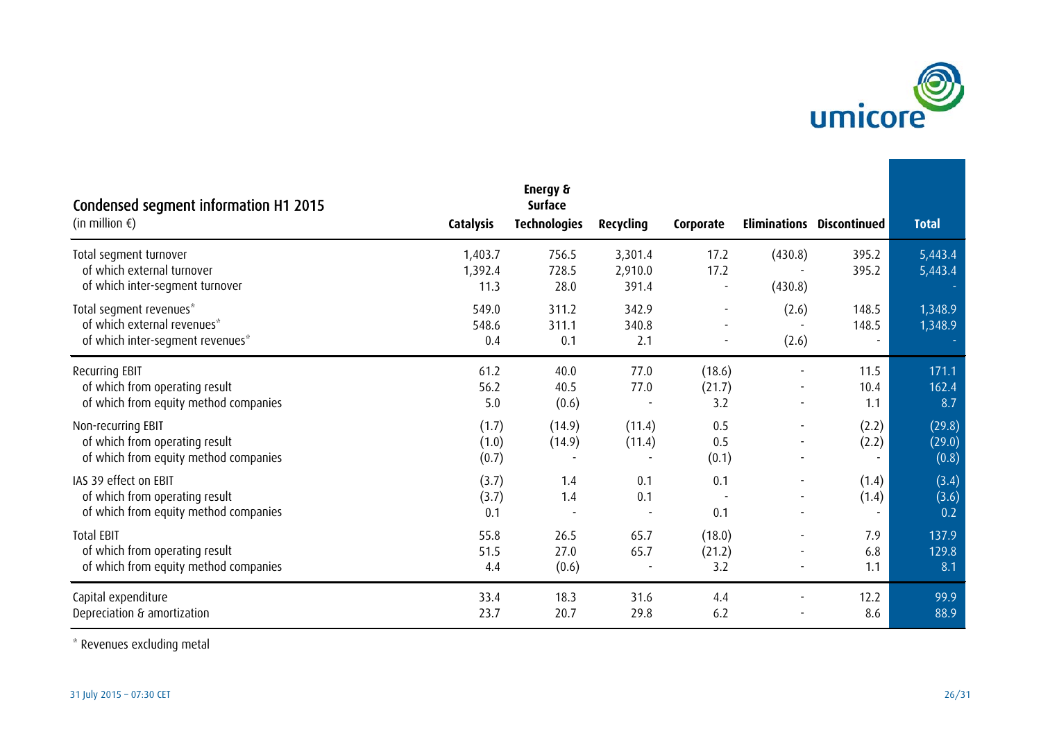## Condensed segment information H1 2015

(in million €)

| | Catalysis | Energy & Surface Technologies | Recycling | Corporate | Eliminations | Discontinued | Total |
|---|---|---|---|---|---|---|---|
| Total segment turnover | 1,403.7 | 756.5 | 3,301.4 | 17.2 | (430.8) | 395.2 | 5,443.4 |
| of which external turnover | 1,392.4 | 728.5 | 2,910.0 | 17.2 | - | 395.2 | 5,443.4 |
| of which inter-segment turnover | 11.3 | 28.0 | 391.4 | - | (430.8) | | - |
| Total segment revenues* | 549.0 | 311.2 | 342.9 | - | (2.6) | 148.5 | 1,348.9 |
| of which external revenues* | 548.6 | 311.1 | 340.8 | - | - | 148.5 | 1,348.9 |
| of which inter-segment revenues* | 0.4 | 0.1 | 2.1 | - | (2.6) | - | - |
| Recurring EBIT | 61.2 | 40.0 | 77.0 | (18.6) | - | 11.5 | 171.1 |
| of which from operating result | 56.2 | 40.5 | 77.0 | (21.7) | - | 10.4 | 162.4 |
| of which from equity method companies | 5.0 | (0.6) | - | 3.2 | - | 1.1 | 8.7 |
| Non-recurring EBIT | (1.7) | (14.9) | (11.4) | 0.5 | - | (2.2) | (29.8) |
| of which from operating result | (1.0) | (14.9) | (11.4) | 0.5 | - | (2.2) | (29.0) |
| of which from equity method companies | (0.7) | - | - | (0.1) | - | - | (0.8) |
| IAS 39 effect on EBIT | (3.7) | 1.4 | 0.1 | 0.1 | - | (1.4) | (3.4) |
| of which from operating result | (3.7) | 1.4 | 0.1 | - | - | (1.4) | (3.6) |
| of which from equity method companies | 0.1 | - | - | 0.1 | - | - | 0.2 |
| Total EBIT | 55.8 | 26.5 | 65.7 | (18.0) | - | 7.9 | 137.9 |
| of which from operating result | 51.5 | 27.0 | 65.7 | (21.2) | - | 6.8 | 129.8 |
| of which from equity method companies | 4.4 | (0.6) | - | 3.2 | - | 1.1 | 8.1 |
| Capital expenditure | 33.4 | 18.3 | 31.6 | 4.4 | - | 12.2 | 99.9 |
| Depreciation & amortization | 23.7 | 20.7 | 29.8 | 6.2 | - | 8.6 | 88.9 |

\* Revenues excluding metal

31 July 2015 – 07:30 CET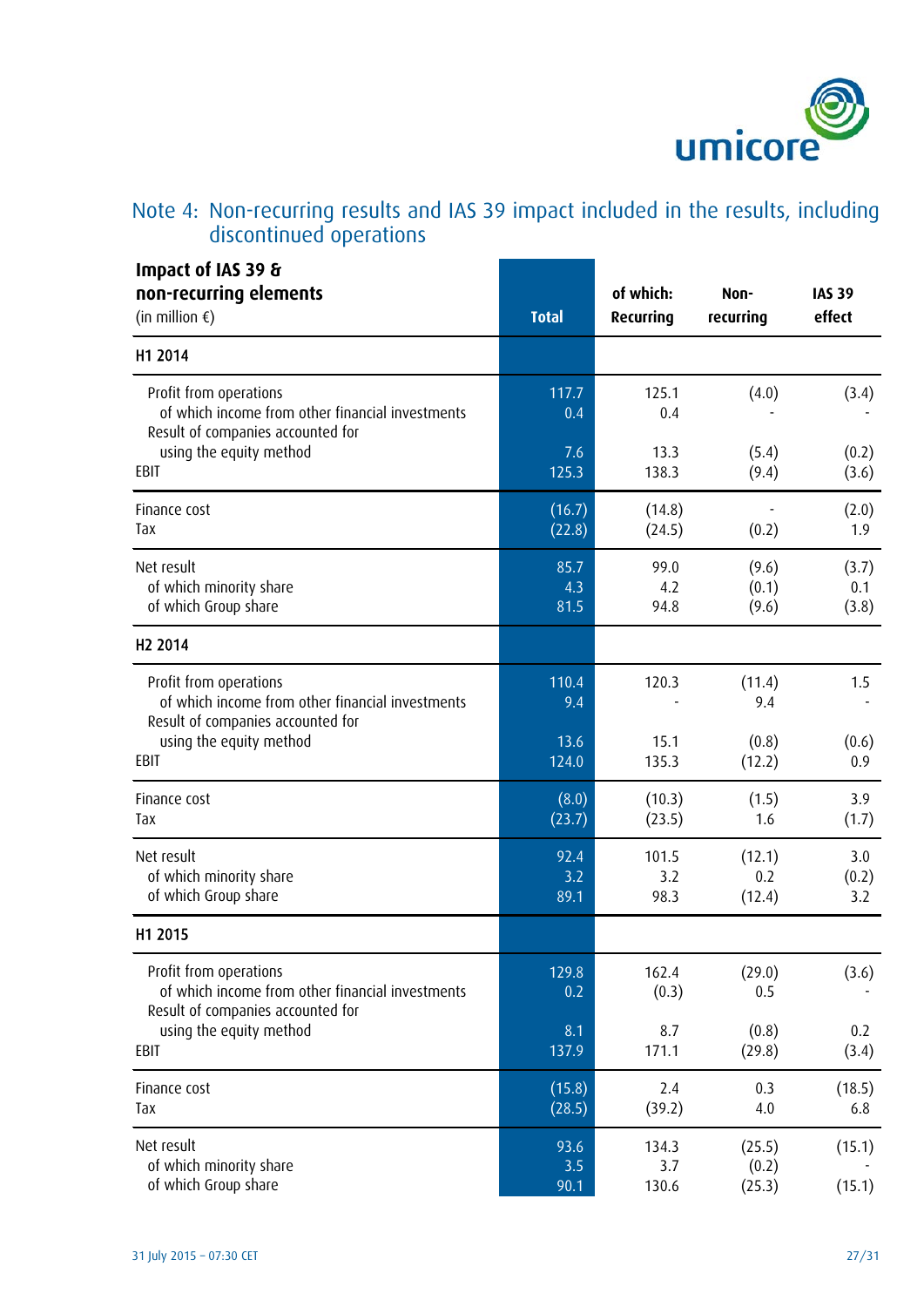## Note 4: Non-recurring results and IAS 39 impact included in the results, including discontinued operations

| **Impact of IAS 39 & non-recurring elements** (in million €) | **Total** | **of which: Recurring** | **Non-recurring** | **IAS 39 effect** |
|---|---|---|---|---|
| **H1 2014** | | | | |
| Profit from operations | 117.7 | 125.1 | (4.0) | (3.4) |
| of which income from other financial investments | 0.4 | 0.4 | - | - |
| Result of companies accounted for using the equity method | 7.6 | 13.3 | (5.4) | (0.2) |
| EBIT | 125.3 | 138.3 | (9.4) | (3.6) |
| Finance cost | (16.7) | (14.8) | - | (2.0) |
| Tax | (22.8) | (24.5) | (0.2) | 1.9 |
| Net result | 85.7 | 99.0 | (9.6) | (3.7) |
| of which minority share | 4.3 | 4.2 | (0.1) | 0.1 |
| of which Group share | 81.5 | 94.8 | (9.6) | (3.8) |
| **H2 2014** | | | | |
| Profit from operations | 110.4 | 120.3 | (11.4) | 1.5 |
| of which income from other financial investments | 9.4 | - | 9.4 | - |
| Result of companies accounted for using the equity method | 13.6 | 15.1 | (0.8) | (0.6) |
| EBIT | 124.0 | 135.3 | (12.2) | 0.9 |
| Finance cost | (8.0) | (10.3) | (1.5) | 3.9 |
| Tax | (23.7) | (23.5) | 1.6 | (1.7) |
| Net result | 92.4 | 101.5 | (12.1) | 3.0 |
| of which minority share | 3.2 | 3.2 | 0.2 | (0.2) |
| of which Group share | 89.1 | 98.3 | (12.4) | 3.2 |
| **H1 2015** | | | | |
| Profit from operations | 129.8 | 162.4 | (29.0) | (3.6) |
| of which income from other financial investments | 0.2 | (0.3) | 0.5 | - |
| Result of companies accounted for using the equity method | 8.1 | 8.7 | (0.8) | 0.2 |
| EBIT | 137.9 | 171.1 | (29.8) | (3.4) |
| Finance cost | (15.8) | 2.4 | 0.3 | (18.5) |
| Tax | (28.5) | (39.2) | 4.0 | 6.8 |
| Net result | 93.6 | 134.3 | (25.5) | (15.1) |
| of which minority share | 3.5 | 3.7 | (0.2) | - |
| of which Group share | 90.1 | 130.6 | (25.3) | (15.1) |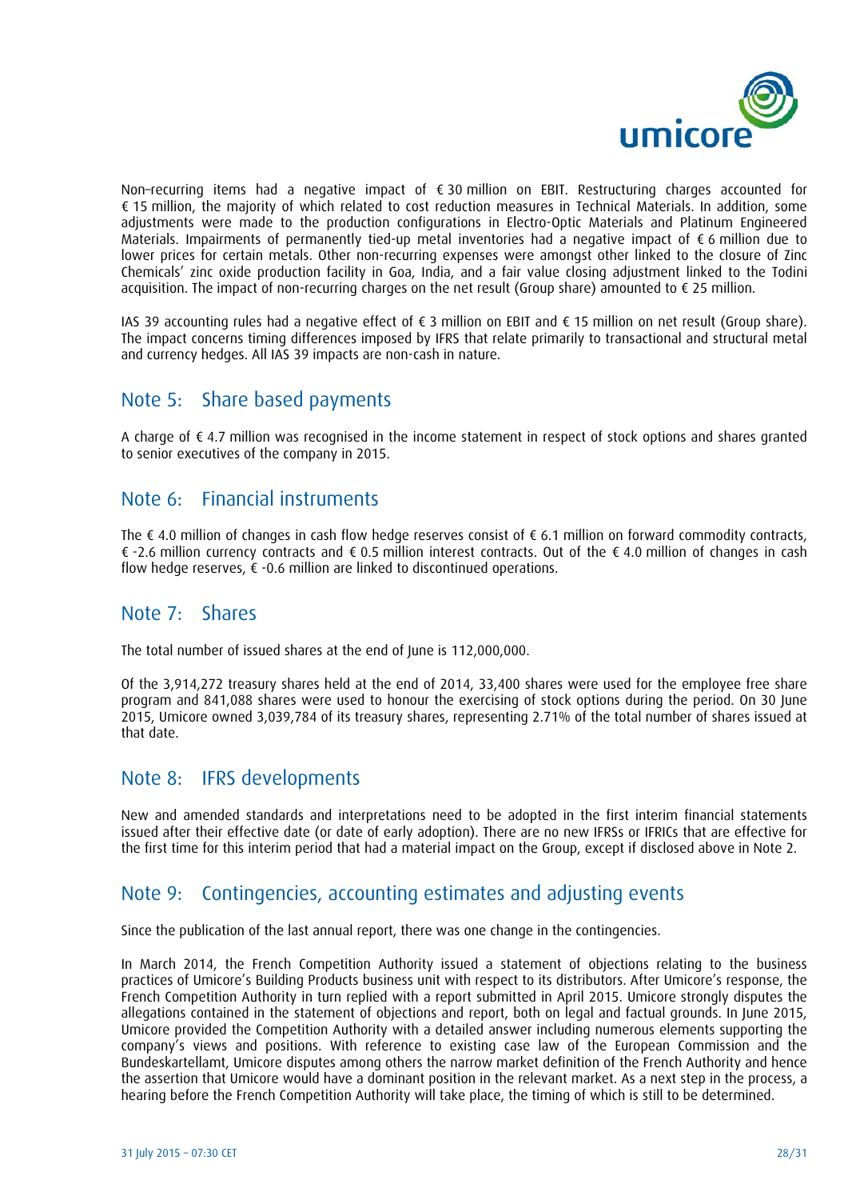Non–recurring items had a negative impact of € 30 million on EBIT. Restructuring charges accounted for € 15 million, the majority of which related to cost reduction measures in Technical Materials. In addition, some adjustments were made to the production configurations in Electro-Optic Materials and Platinum Engineered Materials. Impairments of permanently tied-up metal inventories had a negative impact of € 6 million due to lower prices for certain metals. Other non-recurring expenses were amongst other linked to the closure of Zinc Chemicals' zinc oxide production facility in Goa, India, and a fair value closing adjustment linked to the Todini acquisition. The impact of non-recurring charges on the net result (Group share) amounted to € 25 million.

IAS 39 accounting rules had a negative effect of € 3 million on EBIT and € 15 million on net result (Group share). The impact concerns timing differences imposed by IFRS that relate primarily to transactional and structural metal and currency hedges. All IAS 39 impacts are non-cash in nature.

## Note 5: Share based payments

A charge of € 4.7 million was recognised in the income statement in respect of stock options and shares granted to senior executives of the company in 2015.

## Note 6: Financial instruments

The € 4.0 million of changes in cash flow hedge reserves consist of € 6.1 million on forward commodity contracts, € -2.6 million currency contracts and € 0.5 million interest contracts. Out of the € 4.0 million of changes in cash flow hedge reserves, € -0.6 million are linked to discontinued operations.

## Note 7: Shares

The total number of issued shares at the end of June is 112,000,000.

Of the 3,914,272 treasury shares held at the end of 2014, 33,400 shares were used for the employee free share program and 841,088 shares were used to honour the exercising of stock options during the period. On 30 June 2015, Umicore owned 3,039,784 of its treasury shares, representing 2.71% of the total number of shares issued at that date.

## Note 8: IFRS developments

New and amended standards and interpretations need to be adopted in the first interim financial statements issued after their effective date (or date of early adoption). There are no new IFRSs or IFRICs that are effective for the first time for this interim period that had a material impact on the Group, except if disclosed above in Note 2.

## Note 9: Contingencies, accounting estimates and adjusting events

Since the publication of the last annual report, there was one change in the contingencies.

In March 2014, the French Competition Authority issued a statement of objections relating to the business practices of Umicore's Building Products business unit with respect to its distributors. After Umicore's response, the French Competition Authority in turn replied with a report submitted in April 2015. Umicore strongly disputes the allegations contained in the statement of objections and report, both on legal and factual grounds. In June 2015, Umicore provided the Competition Authority with a detailed answer including numerous elements supporting the company's views and positions. With reference to existing case law of the European Commission and the Bundeskartellamt, Umicore disputes among others the narrow market definition of the French Authority and hence the assertion that Umicore would have a dominant position in the relevant market. As a next step in the process, a hearing before the French Competition Authority will take place, the timing of which is still to be determined.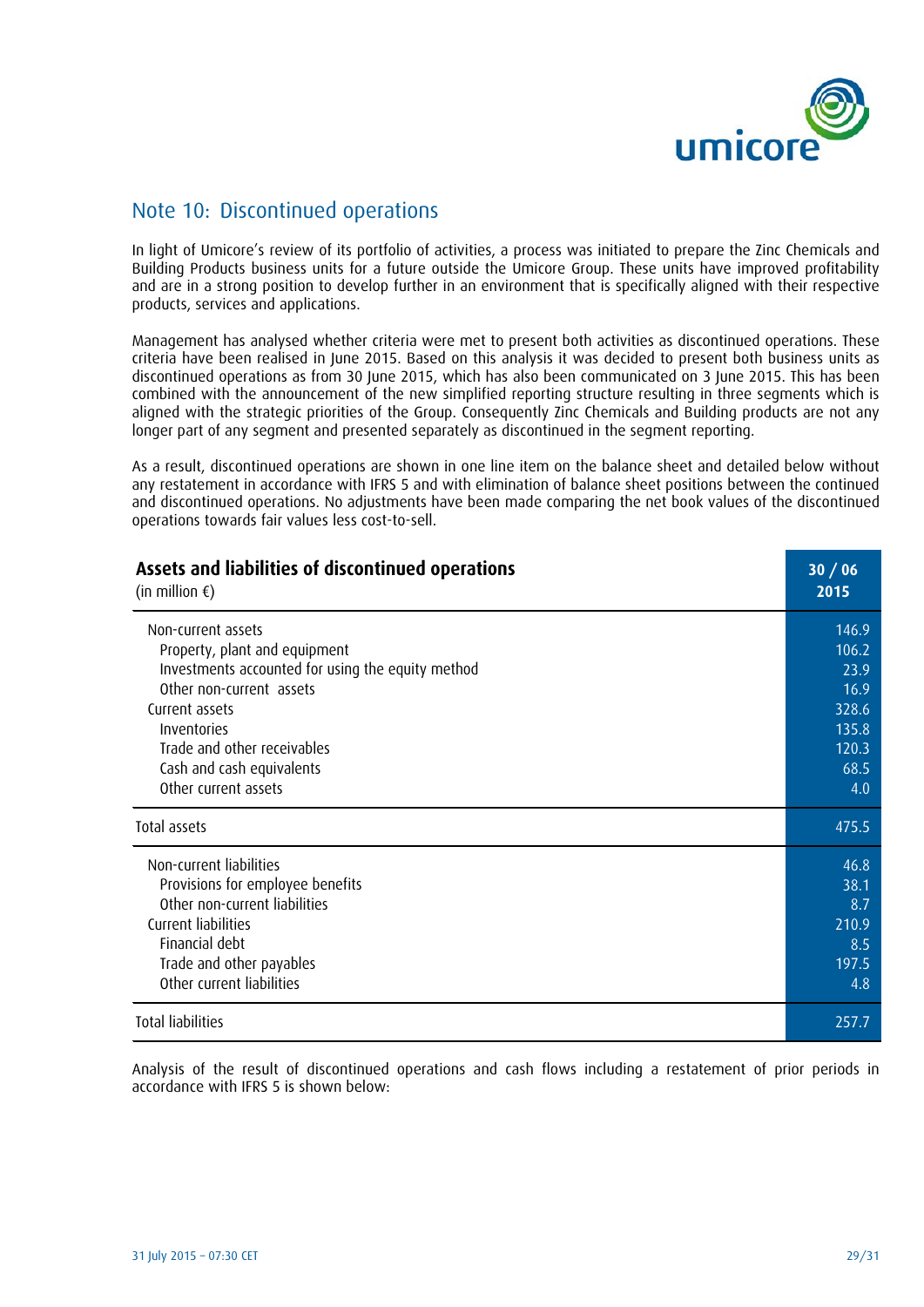## Note 10: Discontinued operations

In light of Umicore's review of its portfolio of activities, a process was initiated to prepare the Zinc Chemicals and Building Products business units for a future outside the Umicore Group. These units have improved profitability and are in a strong position to develop further in an environment that is specifically aligned with their respective products, services and applications.

Management has analysed whether criteria were met to present both activities as discontinued operations. These criteria have been realised in June 2015. Based on this analysis it was decided to present both business units as discontinued operations as from 30 June 2015, which has also been communicated on 3 June 2015. This has been combined with the announcement of the new simplified reporting structure resulting in three segments which is aligned with the strategic priorities of the Group. Consequently Zinc Chemicals and Building products are not any longer part of any segment and presented separately as discontinued in the segment reporting.

As a result, discontinued operations are shown in one line item on the balance sheet and detailed below without any restatement in accordance with IFRS 5 and with elimination of balance sheet positions between the continued and discontinued operations. No adjustments have been made comparing the net book values of the discontinued operations towards fair values less cost-to-sell.

| **Assets and liabilities of discontinued operations** (in million €) | **30 / 06 2015** |
|---|---|
| Non-current assets | 146.9 |
| Property, plant and equipment | 106.2 |
| Investments accounted for using the equity method | 23.9 |
| Other non-current assets | 16.9 |
| Current assets | 328.6 |
| Inventories | 135.8 |
| Trade and other receivables | 120.3 |
| Cash and cash equivalents | 68.5 |
| Other current assets | 4.0 |
| Total assets | 475.5 |
| Non-current liabilities | 46.8 |
| Provisions for employee benefits | 38.1 |
| Other non-current liabilities | 8.7 |
| Current liabilities | 210.9 |
| Financial debt | 8.5 |
| Trade and other payables | 197.5 |
| Other current liabilities | 4.8 |
| Total liabilities | 257.7 |

Analysis of the result of discontinued operations and cash flows including a restatement of prior periods in accordance with IFRS 5 is shown below: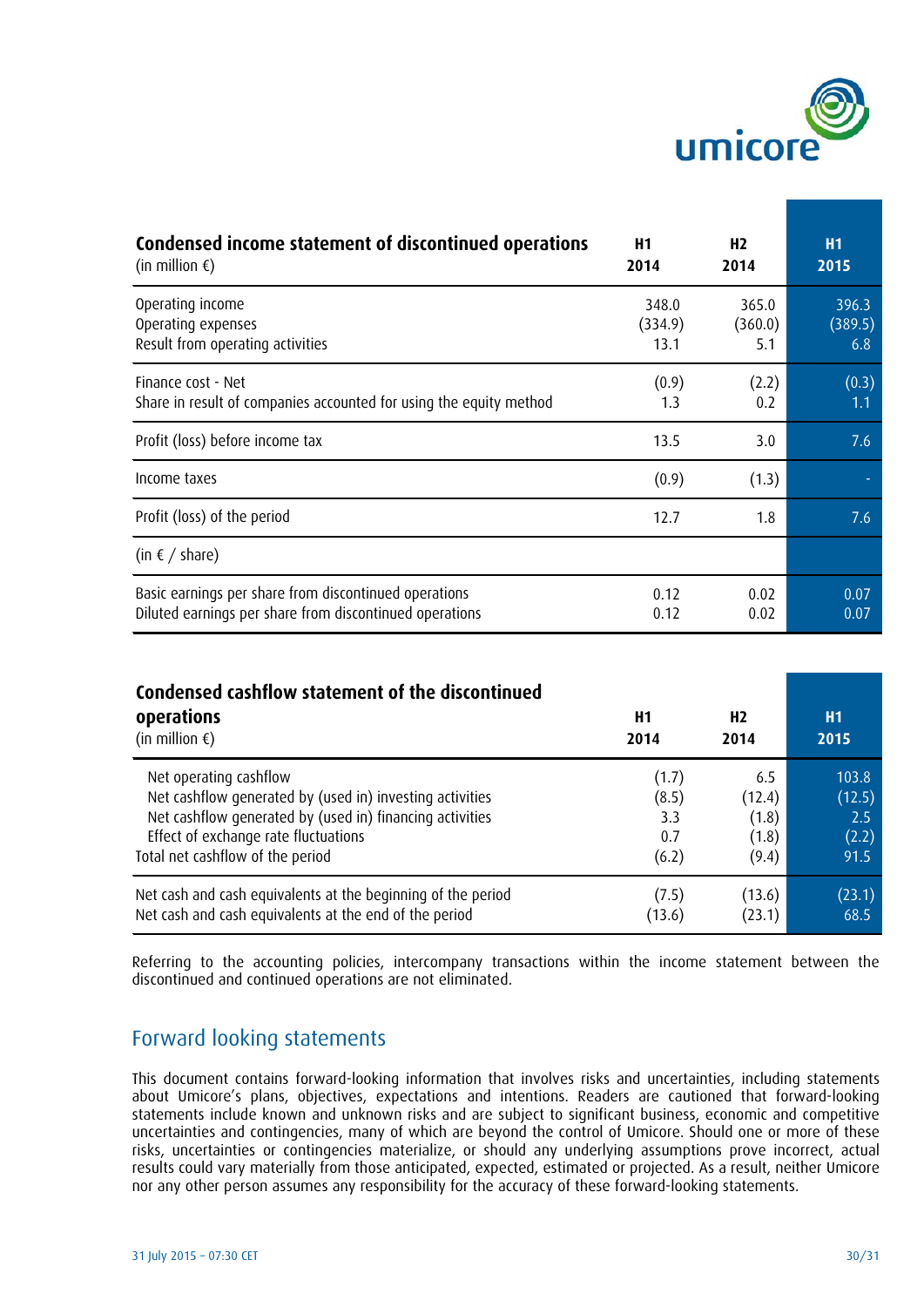| **Condensed income statement of discontinued operations** (in million €) | **H1 2014** | **H2 2014** | **H1 2015** |
|---|---|---|---|
| Operating income | 348.0 | 365.0 | 396.3 |
| Operating expenses | (334.9) | (360.0) | (389.5) |
| Result from operating activities | 13.1 | 5.1 | 6.8 |
| Finance cost - Net | (0.9) | (2.2) | (0.3) |
| Share in result of companies accounted for using the equity method | 1.3 | 0.2 | 1.1 |
| Profit (loss) before income tax | 13.5 | 3.0 | 7.6 |
| Income taxes | (0.9) | (1.3) | - |
| Profit (loss) of the period | 12.7 | 1.8 | 7.6 |
| (in € / share) | | | |
| Basic earnings per share from discontinued operations | 0.12 | 0.02 | 0.07 |
| Diluted earnings per share from discontinued operations | 0.12 | 0.02 | 0.07 |

| **Condensed cashflow statement of the discontinued operations** (in million €) | **H1 2014** | **H2 2014** | **H1 2015** |
|---|---|---|---|
| Net operating cashflow | (1.7) | 6.5 | 103.8 |
| Net cashflow generated by (used in) investing activities | (8.5) | (12.4) | (12.5) |
| Net cashflow generated by (used in) financing activities | 3.3 | (1.8) | 2.5 |
| Effect of exchange rate fluctuations | 0.7 | (1.8) | (2.2) |
| Total net cashflow of the period | (6.2) | (9.4) | 91.5 |
| Net cash and cash equivalents at the beginning of the period | (7.5) | (13.6) | (23.1) |
| Net cash and cash equivalents at the end of the period | (13.6) | (23.1) | 68.5 |

Referring to the accounting policies, intercompany transactions within the income statement between the discontinued and continued operations are not eliminated.

## Forward looking statements

This document contains forward-looking information that involves risks and uncertainties, including statements about Umicore's plans, objectives, expectations and intentions. Readers are cautioned that forward-looking statements include known and unknown risks and are subject to significant business, economic and competitive uncertainties and contingencies, many of which are beyond the control of Umicore. Should one or more of these risks, uncertainties or contingencies materialize, or should any underlying assumptions prove incorrect, actual results could vary materially from those anticipated, expected, estimated or projected. As a result, neither Umicore nor any other person assumes any responsibility for the accuracy of these forward-looking statements.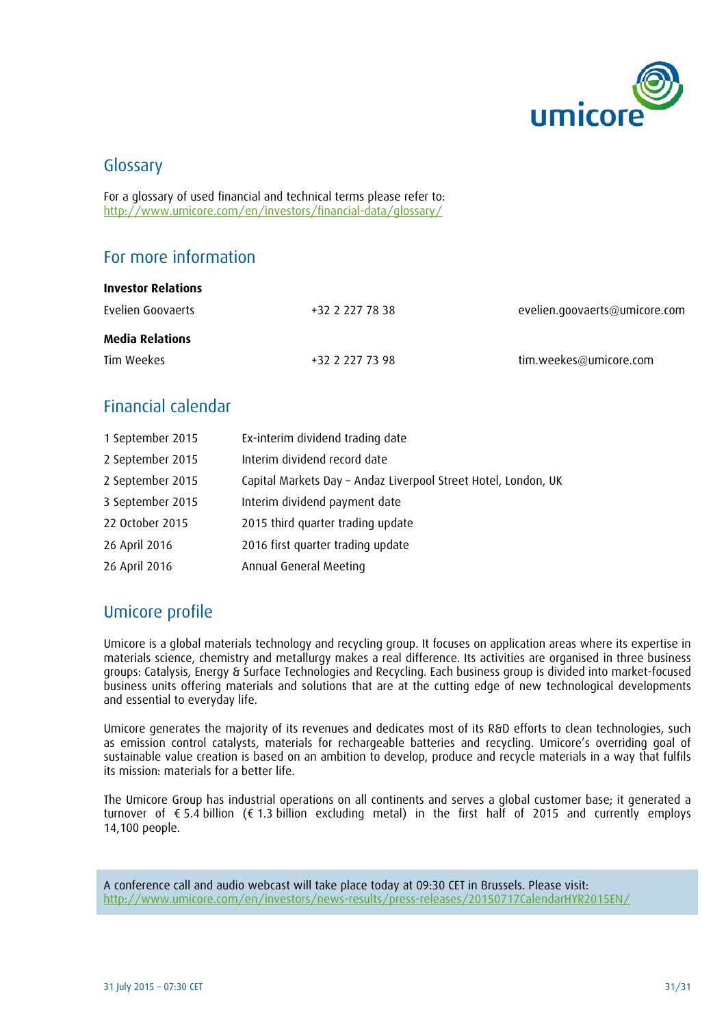## Glossary

For a glossary of used financial and technical terms please refer to:
http://www.umicore.com/en/investors/financial-data/glossary/

## For more information

**Investor Relations**

| | | |
|---|---|---|
| Evelien Goovaerts | +32 2 227 78 38 | evelien.goovaerts@umicore.com |

**Media Relations**

| | | |
|---|---|---|
| Tim Weekes | +32 2 227 73 98 | tim.weekes@umicore.com |

## Financial calendar

| | |
|---|---|
| 1 September 2015 | Ex-interim dividend trading date |
| 2 September 2015 | Interim dividend record date |
| 2 September 2015 | Capital Markets Day – Andaz Liverpool Street Hotel, London, UK |
| 3 September 2015 | Interim dividend payment date |
| 22 October 2015 | 2015 third quarter trading update |
| 26 April 2016 | 2016 first quarter trading update |
| 26 April 2016 | Annual General Meeting |

## Umicore profile

Umicore is a global materials technology and recycling group. It focuses on application areas where its expertise in materials science, chemistry and metallurgy makes a real difference. Its activities are organised in three business groups: Catalysis, Energy & Surface Technologies and Recycling. Each business group is divided into market-focused business units offering materials and solutions that are at the cutting edge of new technological developments and essential to everyday life.

Umicore generates the majority of its revenues and dedicates most of its R&D efforts to clean technologies, such as emission control catalysts, materials for rechargeable batteries and recycling. Umicore's overriding goal of sustainable value creation is based on an ambition to develop, produce and recycle materials in a way that fulfils its mission: materials for a better life.

The Umicore Group has industrial operations on all continents and serves a global customer base; it generated a turnover of € 5.4 billion (€ 1.3 billion excluding metal) in the first half of 2015 and currently employs 14,100 people.

A conference call and audio webcast will take place today at 09:30 CET in Brussels. Please visit:
http://www.umicore.com/en/investors/news-results/press-releases/20150717CalendarHYR2015EN/